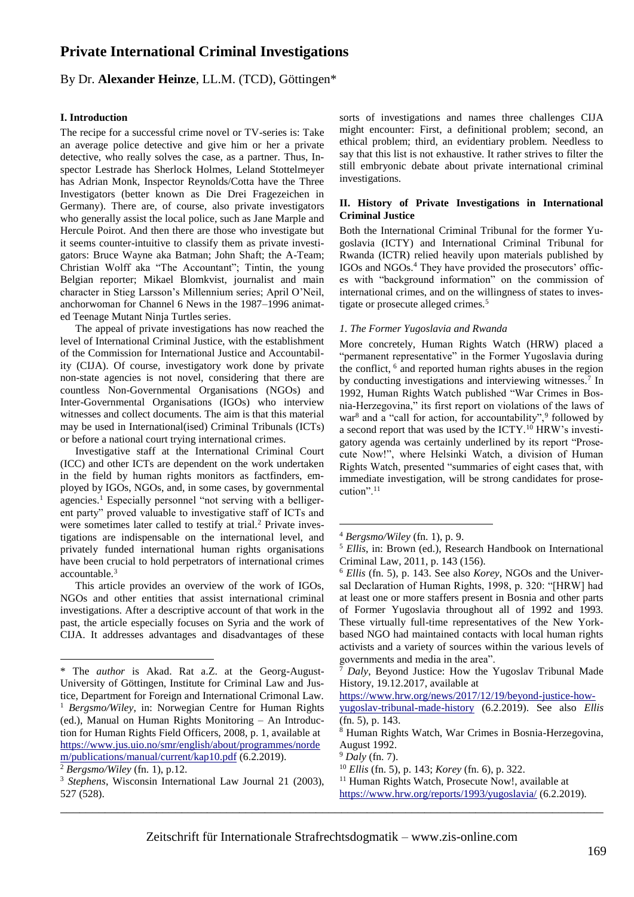# Private International Criminal Investigations

By Dr. **Alexander Heinze**, LL.M. (TCD), Göttingen*

## I. Introduction

The recipe for a successful crime novel or TV-series is: Take an average police detective and give him or her a private detective, who really solves the case, as a partner. Thus, Inspector Lestrade has Sherlock Holmes, Leland Stottelmeyer has Adrian Monk, Inspector Reynolds/Cotta have the Three Investigators (better known as Die Drei Fragezeichen in Germany). There are, of course, also private investigators who generally assist the local police, such as Jane Marple and Hercule Poirot. And then there are those who investigate but it seems counter-intuitive to classify them as private investigators: Bruce Wayne aka Batman; John Shaft; the A-Team; Christian Wolff aka "The Accountant"; Tintin, the young Belgian reporter; Mikael Blomkvist, journalist and main character in Stieg Larsson's Millennium series; April O'Neil, anchorwoman for Channel 6 News in the 1987–1996 animated Teenage Mutant Ninja Turtles series.

The appeal of private investigations has now reached the level of International Criminal Justice, with the establishment of the Commission for International Justice and Accountability (CIJA). Of course, investigatory work done by private non-state agencies is not novel, considering that there are countless Non-Governmental Organisations (NGOs) and Inter-Governmental Organisations (IGOs) who interview witnesses and collect documents. The aim is that this material may be used in International(ised) Criminal Tribunals (ICTs) or before a national court trying international crimes.

Investigative staff at the International Criminal Court (ICC) and other ICTs are dependent on the work undertaken in the field by human rights monitors as factfinders, employed by IGOs, NGOs, and, in some cases, by governmental agencies.[1] Especially personnel "not serving with a belligerent party" proved valuable to investigative staff of ICTs and were sometimes later called to testify at trial.[2] Private investigations are indispensable on the international level, and privately funded international human rights organisations have been crucial to hold perpetrators of international crimes accountable.[3]

This article provides an overview of the work of IGOs, NGOs and other entities that assist international criminal investigations. After a descriptive account of that work in the past, the article especially focuses on Syria and the work of CIJA. It addresses advantages and disadvantages of these sorts of investigations and names three challenges CIJA might encounter: First, a definitional problem; second, an ethical problem; third, an evidentiary problem. Needless to say that this list is not exhaustive. It rather strives to filter the still embryonic debate about private international criminal investigations.

## II. History of Private Investigations in International Criminal Justice

Both the International Criminal Tribunal for the former Yugoslavia (ICTY) and International Criminal Tribunal for Rwanda (ICTR) relied heavily upon materials published by IGOs and NGOs.[4] They have provided the prosecutors' offices with "background information" on the commission of international crimes, and on the willingness of states to investigate or prosecute alleged crimes.[5]

### *1. The Former Yugoslavia and Rwanda*

More concretely, Human Rights Watch (HRW) placed a "permanent representative" in the Former Yugoslavia during the conflict,[6] and reported human rights abuses in the region by conducting investigations and interviewing witnesses.[7] In 1992, Human Rights Watch published "War Crimes in Bosnia-Herzegovina," its first report on violations of the laws of war[8] and a "call for action, for accountability",[9] followed by a second report that was used by the ICTY.[10] HRW's investigatory agenda was certainly underlined by its report "Prosecute Now!", where Helsinki Watch, a division of Human Rights Watch, presented "summaries of eight cases that, with immediate investigation, will be strong candidates for prosecution".[11]

---

\* The *author* is Akad. Rat a.Z. at the Georg-August-University of Göttingen, Institute for Criminal Law and Justice, Department for Foreign and International Crimonal Law.

[1] *Bergsmo/Wiley*, in: Norwegian Centre for Human Rights (ed.), Manual on Human Rights Monitoring – An Introduction for Human Rights Field Officers, 2008, p. 1, available at https://www.jus.uio.no/smr/english/about/programmes/nordem/publications/manual/current/kap10.pdf (6.2.2019).

[2] *Bergsmo/Wiley* (fn. 1), p.12.

[3] *Stephens*, Wisconsin International Law Journal 21 (2003), 527 (528).

[4] *Bergsmo/Wiley* (fn. 1), p. 9.

[5] *Ellis*, in: Brown (ed.), Research Handbook on International Criminal Law, 2011, p. 143 (156).

[6] *Ellis* (fn. 5), p. 143. See also *Korey*, NGOs and the Universal Declaration of Human Rights, 1998, p. 320: "[HRW] had at least one or more staffers present in Bosnia and other parts of Former Yugoslavia throughout all of 1992 and 1993. These virtually full-time representatives of the New York-based NGO had maintained contacts with local human rights activists and a variety of sources within the various levels of governments and media in the area".

[7] *Daly*, Beyond Justice: How the Yugoslav Tribunal Made History, 19.12.2017, available at https://www.hrw.org/news/2017/12/19/beyond-justice-how-yugoslav-tribunal-made-history (6.2.2019). See also *Ellis* (fn. 5), p. 143.

[8] Human Rights Watch, War Crimes in Bosnia-Herzegovina, August 1992.

[9] *Daly* (fn. 7).

[10] *Ellis* (fn. 5), p. 143; *Korey* (fn. 6), p. 322.

[11] Human Rights Watch, Prosecute Now!, available at https://www.hrw.org/reports/1993/yugoslavia/ (6.2.2019).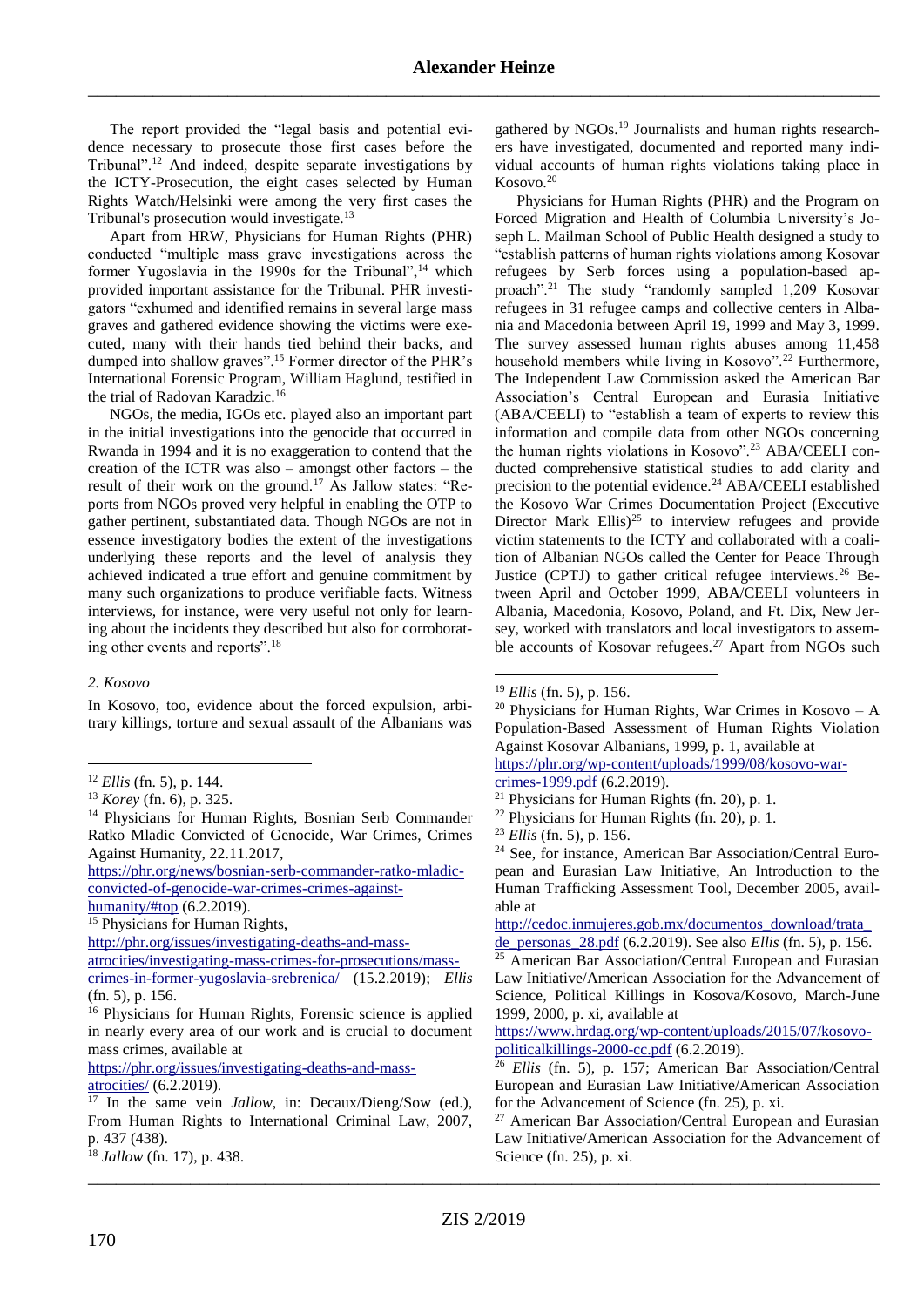The report provided the "legal basis and potential evidence necessary to prosecute those first cases before the Tribunal".[12] And indeed, despite separate investigations by the ICTY-Prosecution, the eight cases selected by Human Rights Watch/Helsinki were among the very first cases the Tribunal's prosecution would investigate.[13]

Apart from HRW, Physicians for Human Rights (PHR) conducted "multiple mass grave investigations across the former Yugoslavia in the 1990s for the Tribunal",[14] which provided important assistance for the Tribunal. PHR investigators "exhumed and identified remains in several large mass graves and gathered evidence showing the victims were executed, many with their hands tied behind their backs, and dumped into shallow graves".[15] Former director of the PHR's International Forensic Program, William Haglund, testified in the trial of Radovan Karadzic.[16]

NGOs, the media, IGOs etc. played also an important part in the initial investigations into the genocide that occurred in Rwanda in 1994 and it is no exaggeration to contend that the creation of the ICTR was also – amongst other factors – the result of their work on the ground.[17] As Jallow states: "Reports from NGOs proved very helpful in enabling the OTP to gather pertinent, substantiated data. Though NGOs are not in essence investigatory bodies the extent of the investigations underlying these reports and the level of analysis they achieved indicated a true effort and genuine commitment by many such organizations to produce verifiable facts. Witness interviews, for instance, were very useful not only for learning about the incidents they described but also for corroborating other events and reports".[18]

*2. Kosovo*

In Kosovo, too, evidence about the forced expulsion, arbitrary killings, torture and sexual assault of the Albanians was gathered by NGOs.[19] Journalists and human rights researchers have investigated, documented and reported many individual accounts of human rights violations taking place in Kosovo.[20]

Physicians for Human Rights (PHR) and the Program on Forced Migration and Health of Columbia University's Joseph L. Mailman School of Public Health designed a study to "establish patterns of human rights violations among Kosovar refugees by Serb forces using a population-based approach".[21] The study "randomly sampled 1,209 Kosovar refugees in 31 refugee camps and collective centers in Albania and Macedonia between April 19, 1999 and May 3, 1999. The survey assessed human rights abuses among 11,458 household members while living in Kosovo".[22] Furthermore, The Independent Law Commission asked the American Bar Association's Central European and Eurasia Initiative (ABA/CEELI) to "establish a team of experts to review this information and compile data from other NGOs concerning the human rights violations in Kosovo".[23] ABA/CEELI conducted comprehensive statistical studies to add clarity and precision to the potential evidence.[24] ABA/CEELI established the Kosovo War Crimes Documentation Project (Executive Director Mark Ellis)[25] to interview refugees and provide victim statements to the ICTY and collaborated with a coalition of Albanian NGOs called the Center for Peace Through Justice (CPTJ) to gather critical refugee interviews.[26] Between April and October 1999, ABA/CEELI volunteers in Albania, Macedonia, Kosovo, Poland, and Ft. Dix, New Jersey, worked with translators and local investigators to assemble accounts of Kosovar refugees.[27] Apart from NGOs such

---

[12] *Ellis* (fn. 5), p. 144.

[13] *Korey* (fn. 6), p. 325.

[14] Physicians for Human Rights, Bosnian Serb Commander Ratko Mladic Convicted of Genocide, War Crimes, Crimes Against Humanity, 22.11.2017, https://phr.org/news/bosnian-serb-commander-ratko-mladic-convicted-of-genocide-war-crimes-crimes-against-humanity/#top (6.2.2019).

[15] Physicians for Human Rights, http://phr.org/issues/investigating-deaths-and-mass-atrocities/investigating-mass-crimes-for-prosecutions/mass-crimes-in-former-yugoslavia-srebrenica/ (15.2.2019); *Ellis* (fn. 5), p. 156.

[16] Physicians for Human Rights, Forensic science is applied in nearly every area of our work and is crucial to document mass crimes, available at https://phr.org/issues/investigating-deaths-and-mass-atrocities/ (6.2.2019).

[17] In the same vein *Jallow*, in: Decaux/Dieng/Sow (ed.), From Human Rights to International Criminal Law, 2007, p. 437 (438).

[18] *Jallow* (fn. 17), p. 438.

[19] *Ellis* (fn. 5), p. 156.

[20] Physicians for Human Rights, War Crimes in Kosovo – A Population-Based Assessment of Human Rights Violation Against Kosovar Albanians, 1999, p. 1, available at https://phr.org/wp-content/uploads/1999/08/kosovo-war-crimes-1999.pdf (6.2.2019).

[21] Physicians for Human Rights (fn. 20), p. 1.

[22] Physicians for Human Rights (fn. 20), p. 1.

[23] *Ellis* (fn. 5), p. 156.

[24] See, for instance, American Bar Association/Central European and Eurasian Law Initiative, An Introduction to the Human Trafficking Assessment Tool, December 2005, available at http://cedoc.inmujeres.gob.mx/documentos_download/trata_de_personas_28.pdf (6.2.2019). See also *Ellis* (fn. 5), p. 156.

[25] American Bar Association/Central European and Eurasian Law Initiative/American Association for the Advancement of Science, Political Killings in Kosova/Kosovo, March-June 1999, 2000, p. xi, available at https://www.hrdag.org/wp-content/uploads/2015/07/kosovo-politicalkillings-2000-cc.pdf (6.2.2019).

[26] *Ellis* (fn. 5), p. 157; American Bar Association/Central European and Eurasian Law Initiative/American Association for the Advancement of Science (fn. 25), p. xi.

[27] American Bar Association/Central European and Eurasian Law Initiative/American Association for the Advancement of Science (fn. 25), p. xi.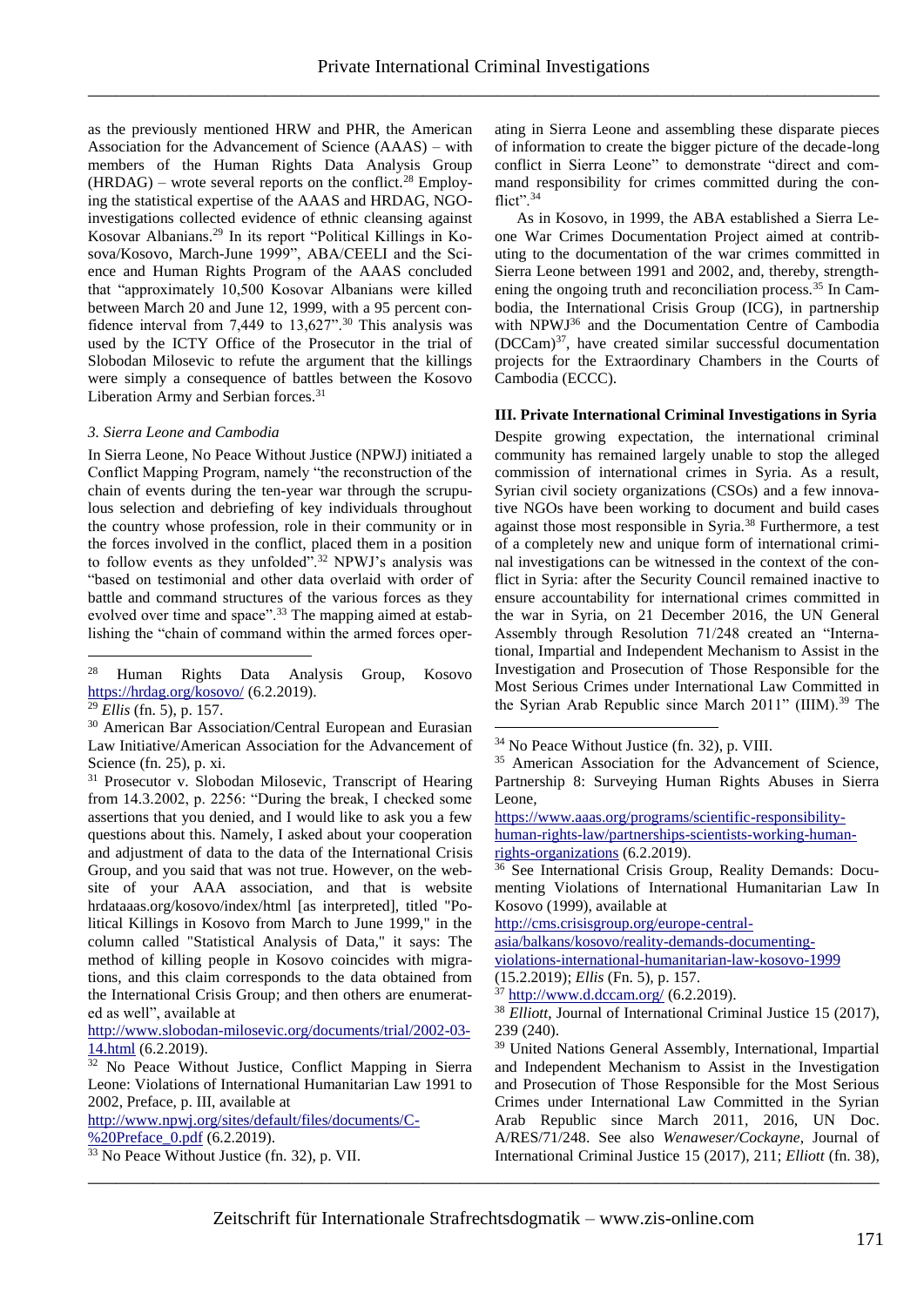as the previously mentioned HRW and PHR, the American Association for the Advancement of Science (AAAS) – with members of the Human Rights Data Analysis Group (HRDAG) – wrote several reports on the conflict.[28] Employing the statistical expertise of the AAAS and HRDAG, NGO-investigations collected evidence of ethnic cleansing against Kosovar Albanians.[29] In its report "Political Killings in Kosova/Kosovo, March-June 1999", ABA/CEELI and the Science and Human Rights Program of the AAAS concluded that "approximately 10,500 Kosovar Albanians were killed between March 20 and June 12, 1999, with a 95 percent confidence interval from 7,449 to 13,627".[30] This analysis was used by the ICTY Office of the Prosecutor in the trial of Slobodan Milosevic to refute the argument that the killings were simply a consequence of battles between the Kosovo Liberation Army and Serbian forces.[31]

### *3. Sierra Leone and Cambodia*

In Sierra Leone, No Peace Without Justice (NPWJ) initiated a Conflict Mapping Program, namely "the reconstruction of the chain of events during the ten-year war through the scrupulous selection and debriefing of key individuals throughout the country whose profession, role in their community or in the forces involved in the conflict, placed them in a position to follow events as they unfolded".[32] NPWJ's analysis was "based on testimonial and other data overlaid with order of battle and command structures of the various forces as they evolved over time and space".[33] The mapping aimed at establishing the "chain of command within the armed forces operating in Sierra Leone and assembling these disparate pieces of information to create the bigger picture of the decade-long conflict in Sierra Leone" to demonstrate "direct and command responsibility for crimes committed during the conflict".[34]

As in Kosovo, in 1999, the ABA established a Sierra Leone War Crimes Documentation Project aimed at contributing to the documentation of the war crimes committed in Sierra Leone between 1991 and 2002, and, thereby, strengthening the ongoing truth and reconciliation process.[35] In Cambodia, the International Crisis Group (ICG), in partnership with NPWJ[36] and the Documentation Centre of Cambodia (DCCam)[37], have created similar successful documentation projects for the Extraordinary Chambers in the Courts of Cambodia (ECCC).

## III. Private International Criminal Investigations in Syria

Despite growing expectation, the international criminal community has remained largely unable to stop the alleged commission of international crimes in Syria. As a result, Syrian civil society organizations (CSOs) and a few innovative NGOs have been working to document and build cases against those most responsible in Syria.[38] Furthermore, a test of a completely new and unique form of international criminal investigations can be witnessed in the context of the conflict in Syria: after the Security Council remained inactive to ensure accountability for international crimes committed in the war in Syria, on 21 December 2016, the UN General Assembly through Resolution 71/248 created an "International, Impartial and Independent Mechanism to Assist in the Investigation and Prosecution of Those Responsible for the Most Serious Crimes under International Law Committed in the Syrian Arab Republic since March 2011" (IIIM).[39] The

---

[28] Human Rights Data Analysis Group, Kosovo https://hrdag.org/kosovo/ (6.2.2019).

[29] *Ellis* (fn. 5), p. 157.

[30] American Bar Association/Central European and Eurasian Law Initiative/American Association for the Advancement of Science (fn. 25), p. xi.

[31] Prosecutor v. Slobodan Milosevic, Transcript of Hearing from 14.3.2002, p. 2256: "During the break, I checked some assertions that you denied, and I would like to ask you a few questions about this. Namely, I asked about your cooperation and adjustment of data to the data of the International Crisis Group, and you said that was not true. However, on the website of your AAA association, and that is website hrdataaas.org/kosovo/index/html [as interpreted], titled "Political Killings in Kosovo from March to June 1999," in the column called "Statistical Analysis of Data," it says: The method of killing people in Kosovo coincides with migrations, and this claim corresponds to the data obtained from the International Crisis Group; and then others are enumerated as well", available at http://www.slobodan-milosevic.org/documents/trial/2002-03-14.html (6.2.2019).

[32] No Peace Without Justice, Conflict Mapping in Sierra Leone: Violations of International Humanitarian Law 1991 to 2002, Preface, p. III, available at http://www.npwj.org/sites/default/files/documents/C-%20Preface_0.pdf (6.2.2019).

[33] No Peace Without Justice (fn. 32), p. VII.

[34] No Peace Without Justice (fn. 32), p. VIII.

[35] American Association for the Advancement of Science, Partnership 8: Surveying Human Rights Abuses in Sierra Leone, https://www.aaas.org/programs/scientific-responsibility-human-rights-law/partnerships-scientists-working-human-rights-organizations (6.2.2019).

[36] See International Crisis Group, Reality Demands: Documenting Violations of International Humanitarian Law In Kosovo (1999), available at http://cms.crisisgroup.org/europe-central-asia/balkans/kosovo/reality-demands-documenting-violations-international-humanitarian-law-kosovo-1999 (15.2.2019); *Ellis* (Fn. 5), p. 157.

[37] http://www.d.dccam.org/ (6.2.2019).

[38] *Elliott*, Journal of International Criminal Justice 15 (2017), 239 (240).

[39] United Nations General Assembly, International, Impartial and Independent Mechanism to Assist in the Investigation and Prosecution of Those Responsible for the Most Serious Crimes under International Law Committed in the Syrian Arab Republic since March 2011, 2016, UN Doc. A/RES/71/248. See also *Wenaweser/Cockayne*, Journal of International Criminal Justice 15 (2017), 211; *Elliott* (fn. 38),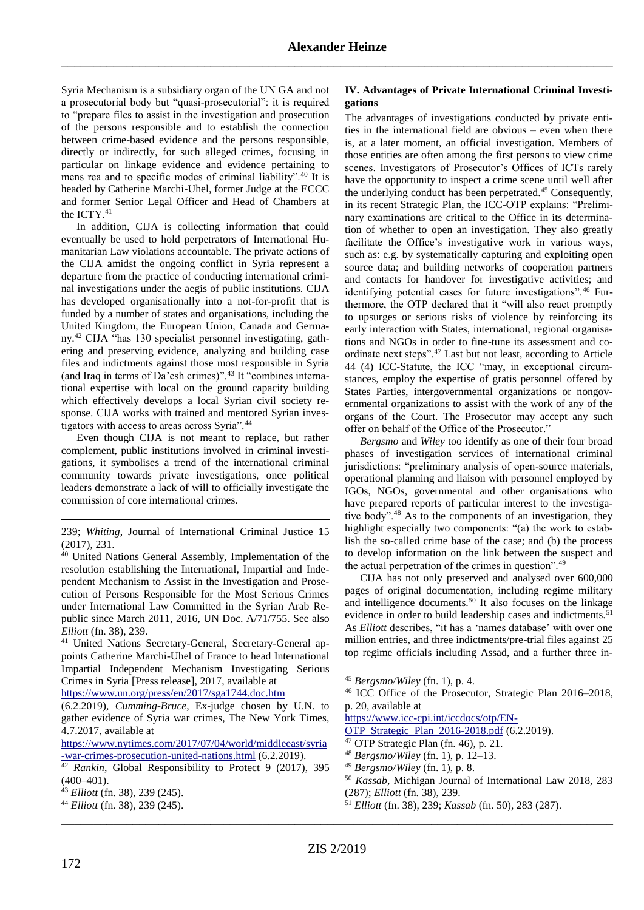Syria Mechanism is a subsidiary organ of the UN GA and not a prosecutorial body but "quasi-prosecutorial": it is required to "prepare files to assist in the investigation and prosecution of the persons responsible and to establish the connection between crime-based evidence and the persons responsible, directly or indirectly, for such alleged crimes, focusing in particular on linkage evidence and evidence pertaining to mens rea and to specific modes of criminal liability".[40] It is headed by Catherine Marchi-Uhel, former Judge at the ECCC and former Senior Legal Officer and Head of Chambers at the ICTY.[41]

In addition, CIJA is collecting information that could eventually be used to hold perpetrators of International Humanitarian Law violations accountable. The private actions of the CIJA amidst the ongoing conflict in Syria represent a departure from the practice of conducting international criminal investigations under the aegis of public institutions. CIJA has developed organisationally into a not-for-profit that is funded by a number of states and organisations, including the United Kingdom, the European Union, Canada and Germany.[42] CIJA "has 130 specialist personnel investigating, gathering and preserving evidence, analyzing and building case files and indictments against those most responsible in Syria (and Iraq in terms of Da'esh crimes)".[43] It "combines international expertise with local on the ground capacity building which effectively develops a local Syrian civil society response. CIJA works with trained and mentored Syrian investigators with access to areas across Syria".[44]

Even though CIJA is not meant to replace, but rather complement, public institutions involved in criminal investigations, it symbolises a trend of the international criminal community towards private investigations, once political leaders demonstrate a lack of will to officially investigate the commission of core international crimes.

## IV. Advantages of Private International Criminal Investigations

The advantages of investigations conducted by private entities in the international field are obvious – even when there is, at a later moment, an official investigation. Members of those entities are often among the first persons to view crime scenes. Investigators of Prosecutor's Offices of ICTs rarely have the opportunity to inspect a crime scene until well after the underlying conduct has been perpetrated.[45] Consequently, in its recent Strategic Plan, the ICC-OTP explains: "Preliminary examinations are critical to the Office in its determination of whether to open an investigation. They also greatly facilitate the Office's investigative work in various ways, such as: e.g. by systematically capturing and exploiting open source data; and building networks of cooperation partners and contacts for handover for investigative activities; and identifying potential cases for future investigations".[46] Furthermore, the OTP declared that it "will also react promptly to upsurges or serious risks of violence by reinforcing its early interaction with States, international, regional organisations and NGOs in order to fine-tune its assessment and coordinate next steps".[47] Last but not least, according to Article 44 (4) ICC-Statute, the ICC "may, in exceptional circumstances, employ the expertise of gratis personnel offered by States Parties, intergovernmental organizations or nongovernmental organizations to assist with the work of any of the organs of the Court. The Prosecutor may accept any such offer on behalf of the Office of the Prosecutor."

*Bergsmo* and *Wiley* too identify as one of their four broad phases of investigation services of international criminal jurisdictions: "preliminary analysis of open-source materials, operational planning and liaison with personnel employed by IGOs, NGOs, governmental and other organisations who have prepared reports of particular interest to the investigative body".[48] As to the components of an investigation, they highlight especially two components: "(a) the work to establish the so-called crime base of the case; and (b) the process to develop information on the link between the suspect and the actual perpetration of the crimes in question".[49]

CIJA has not only preserved and analysed over 600,000 pages of original documentation, including regime military and intelligence documents.[50] It also focuses on the linkage evidence in order to build leadership cases and indictments.[51] As *Elliott* describes, "it has a 'names database' with over one million entries, and three indictments/pre-trial files against 25 top regime officials including Assad, and a further three in-

---

239; *Whiting*, Journal of International Criminal Justice 15 (2017), 231.

[40] United Nations General Assembly, Implementation of the resolution establishing the International, Impartial and Independent Mechanism to Assist in the Investigation and Prosecution of Persons Responsible for the Most Serious Crimes under International Law Committed in the Syrian Arab Republic since March 2011, 2016, UN Doc. A/71/755. See also *Elliott* (fn. 38), 239.

[41] United Nations Secretary-General, Secretary-General appoints Catherine Marchi-Uhel of France to head International Impartial Independent Mechanism Investigating Serious Crimes in Syria [Press release], 2017, available at https://www.un.org/press/en/2017/sga1744.doc.htm (6.2.2019), *Cumming-Bruce*, Ex-judge chosen by U.N. to gather evidence of Syria war crimes, The New York Times, 4.7.2017, available at https://www.nytimes.com/2017/07/04/world/middleeast/syria-war-crimes-prosecution-united-nations.html (6.2.2019).

[42] *Rankin*, Global Responsibility to Protect 9 (2017), 395 (400–401).

[43] *Elliott* (fn. 38), 239 (245).

[44] *Elliott* (fn. 38), 239 (245).

[45] *Bergsmo/Wiley* (fn. 1), p. 4.

[46] ICC Office of the Prosecutor, Strategic Plan 2016–2018, p. 20, available at https://www.icc-cpi.int/iccdocs/otp/EN-OTP_Strategic_Plan_2016-2018.pdf (6.2.2019).

[47] OTP Strategic Plan (fn. 46), p. 21.

[48] *Bergsmo/Wiley* (fn. 1), p. 12–13.

[49] *Bergsmo/Wiley* (fn. 1), p. 8.

[50] *Kassab*, Michigan Journal of International Law 2018, 283 (287); *Elliott* (fn. 38), 239.

[51] *Elliott* (fn. 38), 239; *Kassab* (fn. 50), 283 (287).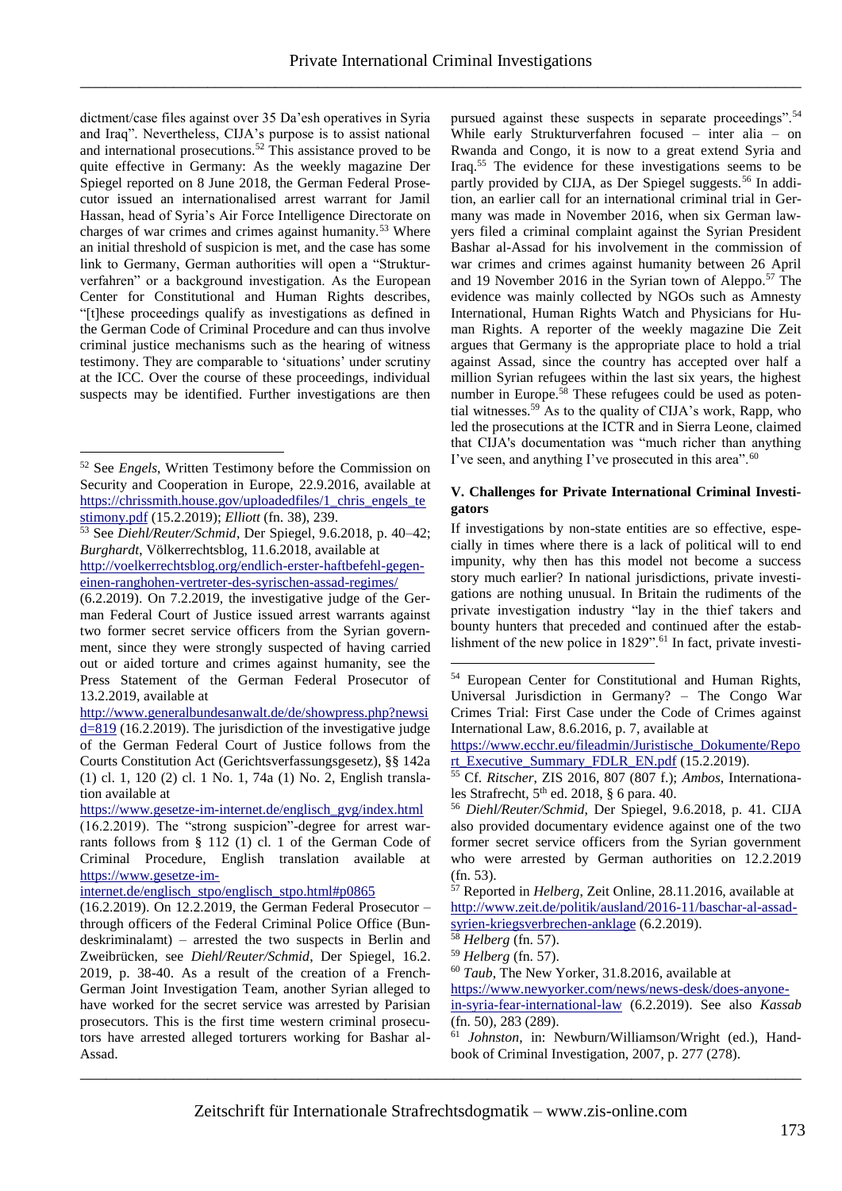dictment/case files against over 35 Da'esh operatives in Syria and Iraq". Nevertheless, CIJA's purpose is to assist national and international prosecutions.[52] This assistance proved to be quite effective in Germany: As the weekly magazine Der Spiegel reported on 8 June 2018, the German Federal Prosecutor issued an internationalised arrest warrant for Jamil Hassan, head of Syria's Air Force Intelligence Directorate on charges of war crimes and crimes against humanity.[53] Where an initial threshold of suspicion is met, and the case has some link to Germany, German authorities will open a "Strukturverfahren" or a background investigation. As the European Center for Constitutional and Human Rights describes, "[t]hese proceedings qualify as investigations as defined in the German Code of Criminal Procedure and can thus involve criminal justice mechanisms such as the hearing of witness testimony. They are comparable to 'situations' under scrutiny at the ICC. Over the course of these proceedings, individual suspects may be identified. Further investigations are then pursued against these suspects in separate proceedings".[54] While early Strukturverfahren focused – inter alia – on Rwanda and Congo, it is now to a great extend Syria and Iraq.[55] The evidence for these investigations seems to be partly provided by CIJA, as Der Spiegel suggests.[56] In addition, an earlier call for an international criminal trial in Germany was made in November 2016, when six German lawyers filed a criminal complaint against the Syrian President Bashar al-Assad for his involvement in the commission of war crimes and crimes against humanity between 26 April and 19 November 2016 in the Syrian town of Aleppo.[57] The evidence was mainly collected by NGOs such as Amnesty International, Human Rights Watch and Physicians for Human Rights. A reporter of the weekly magazine Die Zeit argues that Germany is the appropriate place to hold a trial against Assad, since the country has accepted over half a million Syrian refugees within the last six years, the highest number in Europe.[58] These refugees could be used as potential witnesses.[59] As to the quality of CIJA's work, Rapp, who led the prosecutions at the ICTR and in Sierra Leone, claimed that CIJA's documentation was "much richer than anything I've seen, and anything I've prosecuted in this area".[60]

## V. Challenges for Private International Criminal Investigators

If investigations by non-state entities are so effective, especially in times where there is a lack of political will to end impunity, why then has this model not become a success story much earlier? In national jurisdictions, private investigations are nothing unusual. In Britain the rudiments of the private investigation industry "lay in the thief takers and bounty hunters that preceded and continued after the establishment of the new police in 1829".[61] In fact, private investi-

---

[52] See *Engels*, Written Testimony before the Commission on Security and Cooperation in Europe, 22.9.2016, available at https://chrissmith.house.gov/uploadedfiles/1_chris_engels_testimony.pdf (15.2.2019); *Elliott* (fn. 38), 239.

[53] See *Diehl/Reuter/Schmid*, Der Spiegel, 9.6.2018, p. 40–42; *Burghardt*, Völkerrechtsblog, 11.6.2018, available at http://voelkerrechtsblog.org/endlich-erster-haftbefehl-gegen-einen-ranghohen-vertreter-des-syrischen-assad-regimes/ (6.2.2019). On 7.2.2019, the investigative judge of the German Federal Court of Justice issued arrest warrants against two former secret service officers from the Syrian government, since they were strongly suspected of having carried out or aided torture and crimes against humanity, see the Press Statement of the German Federal Prosecutor of 13.2.2019, available at http://www.generalbundesanwalt.de/de/showpress.php?newsid=819 (16.2.2019). The jurisdiction of the investigative judge of the German Federal Court of Justice follows from the Courts Constitution Act (Gerichtsverfassungsgesetz), §§ 142a (1) cl. 1, 120 (2) cl. 1 No. 1, 74a (1) No. 2, English translation available at https://www.gesetze-im-internet.de/englisch_gvg/index.html (16.2.2019). The "strong suspicion"-degree for arrest warrants follows from § 112 (1) cl. 1 of the German Code of Criminal Procedure, English translation available at https://www.gesetze-im-internet.de/englisch_stpo/englisch_stpo.html#p0865 (16.2.2019). On 12.2.2019, the German Federal Prosecutor – through officers of the Federal Criminal Police Office (Bundeskriminalamt) – arrested the two suspects in Berlin and Zweibrücken, see *Diehl/Reuter/Schmid*, Der Spiegel, 16.2.2019, p. 38-40. As a result of the creation of a French-German Joint Investigation Team, another Syrian alleged to have worked for the secret service was arrested by Parisian prosecutors. This is the first time western criminal prosecutors have arrested alleged torturers working for Bashar al-Assad.

[54] European Center for Constitutional and Human Rights, Universal Jurisdiction in Germany? – The Congo War Crimes Trial: First Case under the Code of Crimes against International Law, 8.6.2016, p. 7, available at https://www.ecchr.eu/fileadmin/Juristische_Dokumente/Report_Executive_Summary_FDLR_EN.pdf (15.2.2019).

[55] Cf. *Ritscher*, ZIS 2016, 807 (807 f.); *Ambos*, Internationales Strafrecht, 5th ed. 2018, § 6 para. 40.

[56] *Diehl/Reuter/Schmid*, Der Spiegel, 9.6.2018, p. 41. CIJA also provided documentary evidence against one of the two former secret service officers from the Syrian government who were arrested by German authorities on 12.2.2019 (fn. 53).

[57] Reported in *Helberg*, Zeit Online, 28.11.2016, available at http://www.zeit.de/politik/ausland/2016-11/baschar-al-assad-syrien-kriegsverbrechen-anklage (6.2.2019).

[58] *Helberg* (fn. 57).

[59] *Helberg* (fn. 57).

[60] *Taub*, The New Yorker, 31.8.2016, available at https://www.newyorker.com/news/news-desk/does-anyone-in-syria-fear-international-law (6.2.2019). See also *Kassab* (fn. 50), 283 (289).

[61] *Johnston*, in: Newburn/Williamson/Wright (ed.), Handbook of Criminal Investigation, 2007, p. 277 (278).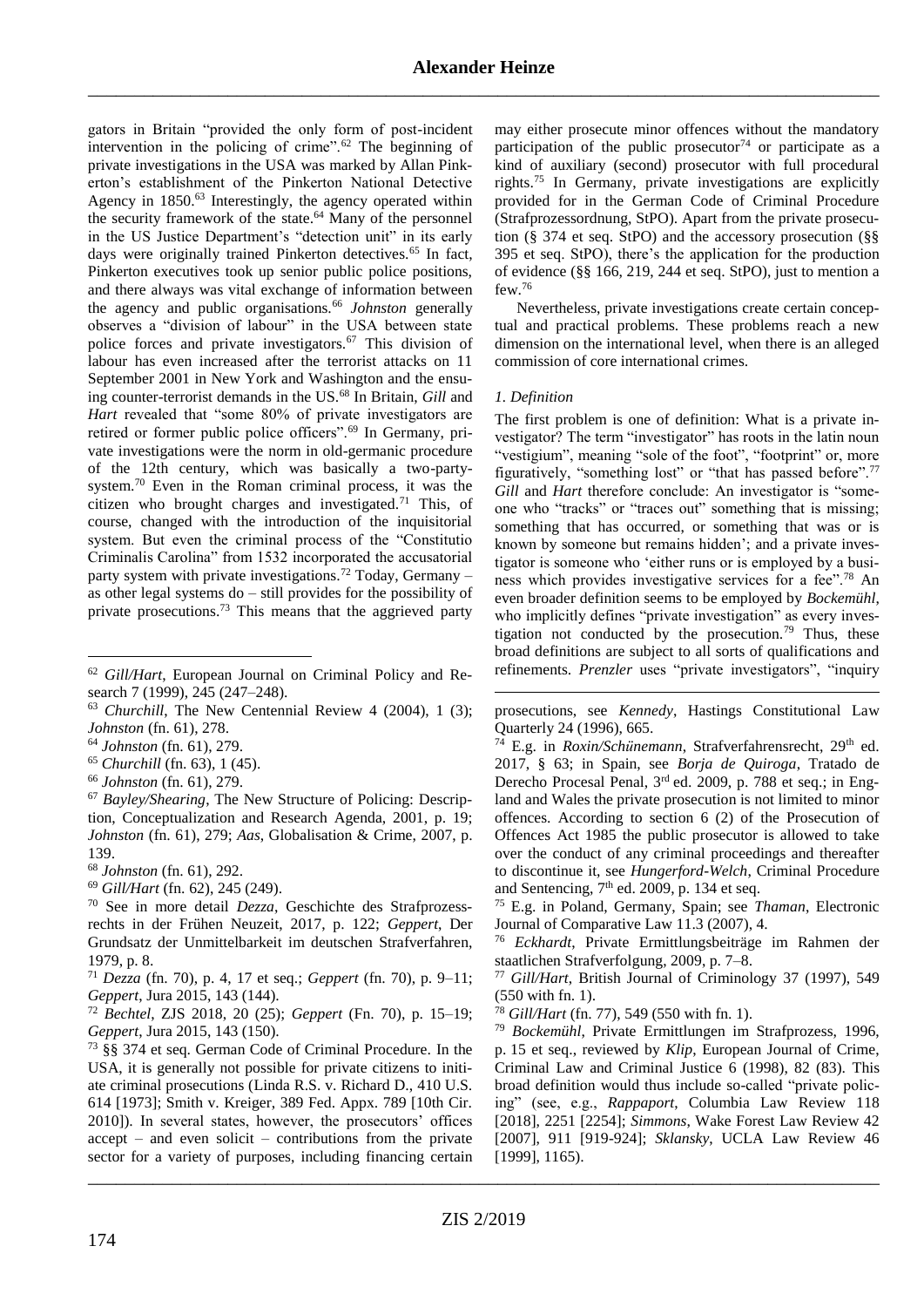gators in Britain "provided the only form of post-incident intervention in the policing of crime".[62] The beginning of private investigations in the USA was marked by Allan Pinkerton's establishment of the Pinkerton National Detective Agency in 1850.[63] Interestingly, the agency operated within the security framework of the state.[64] Many of the personnel in the US Justice Department's "detection unit" in its early days were originally trained Pinkerton detectives.[65] In fact, Pinkerton executives took up senior public police positions, and there always was vital exchange of information between the agency and public organisations.[66] *Johnston* generally observes a "division of labour" in the USA between state police forces and private investigators.[67] This division of labour has even increased after the terrorist attacks on 11 September 2001 in New York and Washington and the ensuing counter-terrorist demands in the US.[68] In Britain, *Gill* and *Hart* revealed that "some 80% of private investigators are retired or former public police officers".[69] In Germany, private investigations were the norm in old-germanic procedure of the 12th century, which was basically a two-party-system.[70] Even in the Roman criminal process, it was the citizen who brought charges and investigated.[71] This, of course, changed with the introduction of the inquisitorial system. But even the criminal process of the "Constitutio Criminalis Carolina" from 1532 incorporated the accusatorial party system with private investigations.[72] Today, Germany – as other legal systems do – still provides for the possibility of private prosecutions.[73] This means that the aggrieved party may either prosecute minor offences without the mandatory participation of the public prosecutor[74] or participate as a kind of auxiliary (second) prosecutor with full procedural rights.[75] In Germany, private investigations are explicitly provided for in the German Code of Criminal Procedure (Strafprozessordnung, StPO). Apart from the private prosecution (§ 374 et seq. StPO) and the accessory prosecution (§§ 395 et seq. StPO), there's the application for the production of evidence (§§ 166, 219, 244 et seq. StPO), just to mention a few.[76]

Nevertheless, private investigations create certain conceptual and practical problems. These problems reach a new dimension on the international level, when there is an alleged commission of core international crimes.

### *1. Definition*

The first problem is one of definition: What is a private investigator? The term "investigator" has roots in the latin noun "vestigium", meaning "sole of the foot", "footprint" or, more figuratively, "something lost" or "that has passed before".[77] *Gill* and *Hart* therefore conclude: An investigator is "someone who "tracks" or "traces out" something that is missing; something that has occurred, or something that was or is known by someone but remains hidden'; and a private investigator is someone who 'either runs or is employed by a business which provides investigative services for a fee".[78] An even broader definition seems to be employed by *Bockemühl*, who implicitly defines "private investigation" as every investigation not conducted by the prosecution.[79] Thus, these broad definitions are subject to all sorts of qualifications and refinements. *Prenzler* uses "private investigators", "inquiry

---

[62] *Gill/Hart*, European Journal on Criminal Policy and Research 7 (1999), 245 (247–248).

[63] *Churchill*, The New Centennial Review 4 (2004), 1 (3); *Johnston* (fn. 61), 278.

[64] *Johnston* (fn. 61), 279.

[65] *Churchill* (fn. 63), 1 (45).

[66] *Johnston* (fn. 61), 279.

[67] *Bayley/Shearing*, The New Structure of Policing: Description, Conceptualization and Research Agenda, 2001, p. 19; *Johnston* (fn. 61), 279; *Aas*, Globalisation & Crime, 2007, p. 139.

[68] *Johnston* (fn. 61), 292.

[69] *Gill/Hart* (fn. 62), 245 (249).

[70] See in more detail *Dezza*, Geschichte des Strafprozessrechts in der Frühen Neuzeit, 2017, p. 122; *Geppert*, Der Grundsatz der Unmittelbarkeit im deutschen Strafverfahren, 1979, p. 8.

[71] *Dezza* (fn. 70), p. 4, 17 et seq.; *Geppert* (fn. 70), p. 9–11; *Geppert*, Jura 2015, 143 (144).

[72] *Bechtel*, ZJS 2018, 20 (25); *Geppert* (Fn. 70), p. 15–19; *Geppert*, Jura 2015, 143 (150).

[73] §§ 374 et seq. German Code of Criminal Procedure. In the USA, it is generally not possible for private citizens to initiate criminal prosecutions (Linda R.S. v. Richard D., 410 U.S. 614 [1973]; Smith v. Kreiger, 389 Fed. Appx. 789 [10th Cir. 2010]). In several states, however, the prosecutors' offices accept – and even solicit – contributions from the private sector for a variety of purposes, including financing certain prosecutions, see *Kennedy*, Hastings Constitutional Law Quarterly 24 (1996), 665.

[74] E.g. in *Roxin/Schünemann*, Strafverfahrensrecht, 29th ed. 2017, § 63; in Spain, see *Borja de Quiroga*, Tratado de Derecho Procesal Penal, 3rd ed. 2009, p. 788 et seq.; in England and Wales the private prosecution is not limited to minor offences. According to section 6 (2) of the Prosecution of Offences Act 1985 the public prosecutor is allowed to take over the conduct of any criminal proceedings and thereafter to discontinue it, see *Hungerford-Welch*, Criminal Procedure and Sentencing, 7th ed. 2009, p. 134 et seq.

[75] E.g. in Poland, Germany, Spain; see *Thaman*, Electronic Journal of Comparative Law 11.3 (2007), 4.

[76] *Eckhardt*, Private Ermittlungsbeiträge im Rahmen der staatlichen Strafverfolgung, 2009, p. 7–8.

[77] *Gill/Hart*, British Journal of Criminology 37 (1997), 549 (550 with fn. 1).

[78] *Gill/Hart* (fn. 77), 549 (550 with fn. 1).

[79] *Bockemühl*, Private Ermittlungen im Strafprozess, 1996, p. 15 et seq., reviewed by *Klip*, European Journal of Crime, Criminal Law and Criminal Justice 6 (1998), 82 (83). This broad definition would thus include so-called "private policing" (see, e.g., *Rappaport*, Columbia Law Review 118 [2018], 2251 [2254]; *Simmons*, Wake Forest Law Review 42 [2007], 911 [919-924]; *Sklansky*, UCLA Law Review 46 [1999], 1165).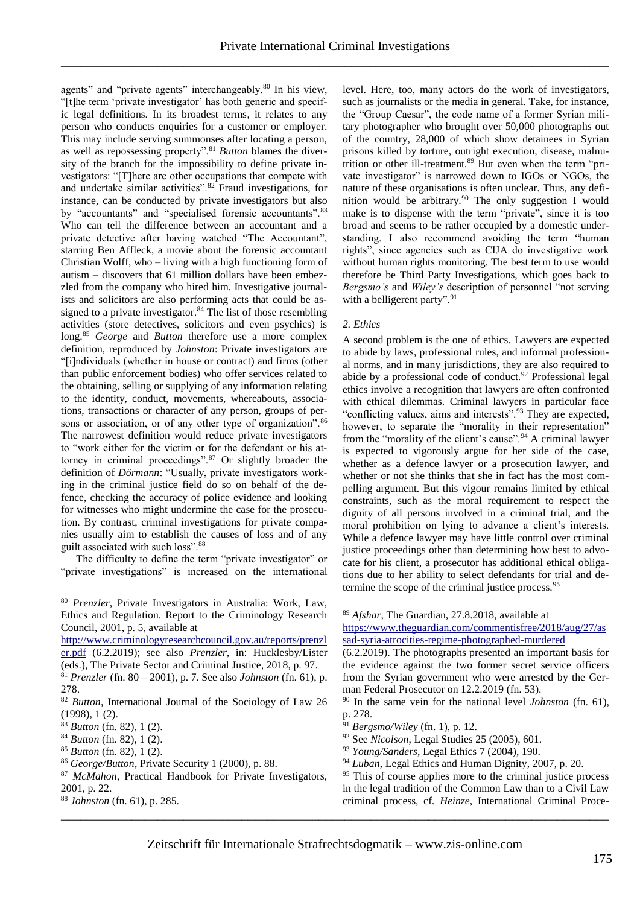agents" and "private agents" interchangeably.[80] In his view, "[t]he term 'private investigator' has both generic and specific legal definitions. In its broadest terms, it relates to any person who conducts enquiries for a customer or employer. This may include serving summonses after locating a person, as well as repossessing property".[81] *Button* blames the diversity of the branch for the impossibility to define private investigators: "[T]here are other occupations that compete with and undertake similar activities".[82] Fraud investigations, for instance, can be conducted by private investigators but also by "accountants" and "specialised forensic accountants".[83] Who can tell the difference between an accountant and a private detective after having watched "The Accountant", starring Ben Affleck, a movie about the forensic accountant Christian Wolff, who – living with a high functioning form of autism – discovers that 61 million dollars have been embezzled from the company who hired him. Investigative journalists and solicitors are also performing acts that could be assigned to a private investigator.[84] The list of those resembling activities (store detectives, solicitors and even psychics) is long.[85] *George* and *Button* therefore use a more complex definition, reproduced by *Johnston*: Private investigators are "[i]ndividuals (whether in house or contract) and firms (other than public enforcement bodies) who offer services related to the obtaining, selling or supplying of any information relating to the identity, conduct, movements, whereabouts, associations, transactions or character of any person, groups of persons or association, or of any other type of organization".[86] The narrowest definition would reduce private investigators to "work either for the victim or for the defendant or his attorney in criminal proceedings".[87] Or slightly broader the definition of *Dörmann*: "Usually, private investigators working in the criminal justice field do so on behalf of the defence, checking the accuracy of police evidence and looking for witnesses who might undermine the case for the prosecution. By contrast, criminal investigations for private companies usually aim to establish the causes of loss and of any guilt associated with such loss".[88]

The difficulty to define the term "private investigator" or "private investigations" is increased on the international level. Here, too, many actors do the work of investigators, such as journalists or the media in general. Take, for instance, the "Group Caesar", the code name of a former Syrian military photographer who brought over 50,000 photographs out of the country, 28,000 of which show detainees in Syrian prisons killed by torture, outright execution, disease, malnutrition or other ill-treatment.[89] But even when the term "private investigator" is narrowed down to IGOs or NGOs, the nature of these organisations is often unclear. Thus, any definition would be arbitrary.[90] The only suggestion I would make is to dispense with the term "private", since it is too broad and seems to be rather occupied by a domestic understanding. I also recommend avoiding the term "human rights", since agencies such as CIJA do investigative work without human rights monitoring. The best term to use would therefore be Third Party Investigations, which goes back to *Bergsmo's* and *Wiley's* description of personnel "not serving with a belligerent party".[91]

### 2. Ethics

A second problem is the one of ethics. Lawyers are expected to abide by laws, professional rules, and informal professional norms, and in many jurisdictions, they are also required to abide by a professional code of conduct.[92] Professional legal ethics involve a recognition that lawyers are often confronted with ethical dilemmas. Criminal lawyers in particular face "conflicting values, aims and interests".[93] They are expected, however, to separate the "morality in their representation" from the "morality of the client's cause".[94] A criminal lawyer is expected to vigorously argue for her side of the case, whether as a defence lawyer or a prosecution lawyer, and whether or not she thinks that she in fact has the most compelling argument. But this vigour remains limited by ethical constraints, such as the moral requirement to respect the dignity of all persons involved in a criminal trial, and the moral prohibition on lying to advance a client's interests. While a defence lawyer may have little control over criminal justice proceedings other than determining how best to advocate for his client, a prosecutor has additional ethical obligations due to her ability to select defendants for trial and determine the scope of the criminal justice process.[95]

---

[80] *Prenzler*, Private Investigators in Australia: Work, Law, Ethics and Regulation. Report to the Criminology Research Council, 2001, p. 5, available at http://www.criminologyresearchcouncil.gov.au/reports/prenzler.pdf (6.2.2019); see also *Prenzler*, in: Hucklesby/Lister (eds.), The Private Sector and Criminal Justice, 2018, p. 97.

[81] *Prenzler* (fn. 80 – 2001), p. 7. See also *Johnston* (fn. 61), p. 278.

[82] *Button*, International Journal of the Sociology of Law 26 (1998), 1 (2).

[83] *Button* (fn. 82), 1 (2).

[84] *Button* (fn. 82), 1 (2).

[85] *Button* (fn. 82), 1 (2).

[86] *George/Button*, Private Security 1 (2000), p. 88.

[87] *McMahon*, Practical Handbook for Private Investigators, 2001, p. 22.

[88] *Johnston* (fn. 61), p. 285.

[89] *Afshar*, The Guardian, 27.8.2018, available at https://www.theguardian.com/commentisfree/2018/aug/27/assad-syria-atrocities-regime-photographed-murdered (6.2.2019). The photographs presented an important basis for the evidence against the two former secret service officers from the Syrian government who were arrested by the German Federal Prosecutor on 12.2.2019 (fn. 53).

[90] In the same vein for the national level *Johnston* (fn. 61), p. 278.

[91] *Bergsmo/Wiley* (fn. 1), p. 12.

[92] See *Nicolson*, Legal Studies 25 (2005), 601.

[93] *Young/Sanders*, Legal Ethics 7 (2004), 190.

[94] *Luban*, Legal Ethics and Human Dignity, 2007, p. 20.

[95] This of course applies more to the criminal justice process in the legal tradition of the Common Law than to a Civil Law criminal process, cf. *Heinze*, International Criminal Proce-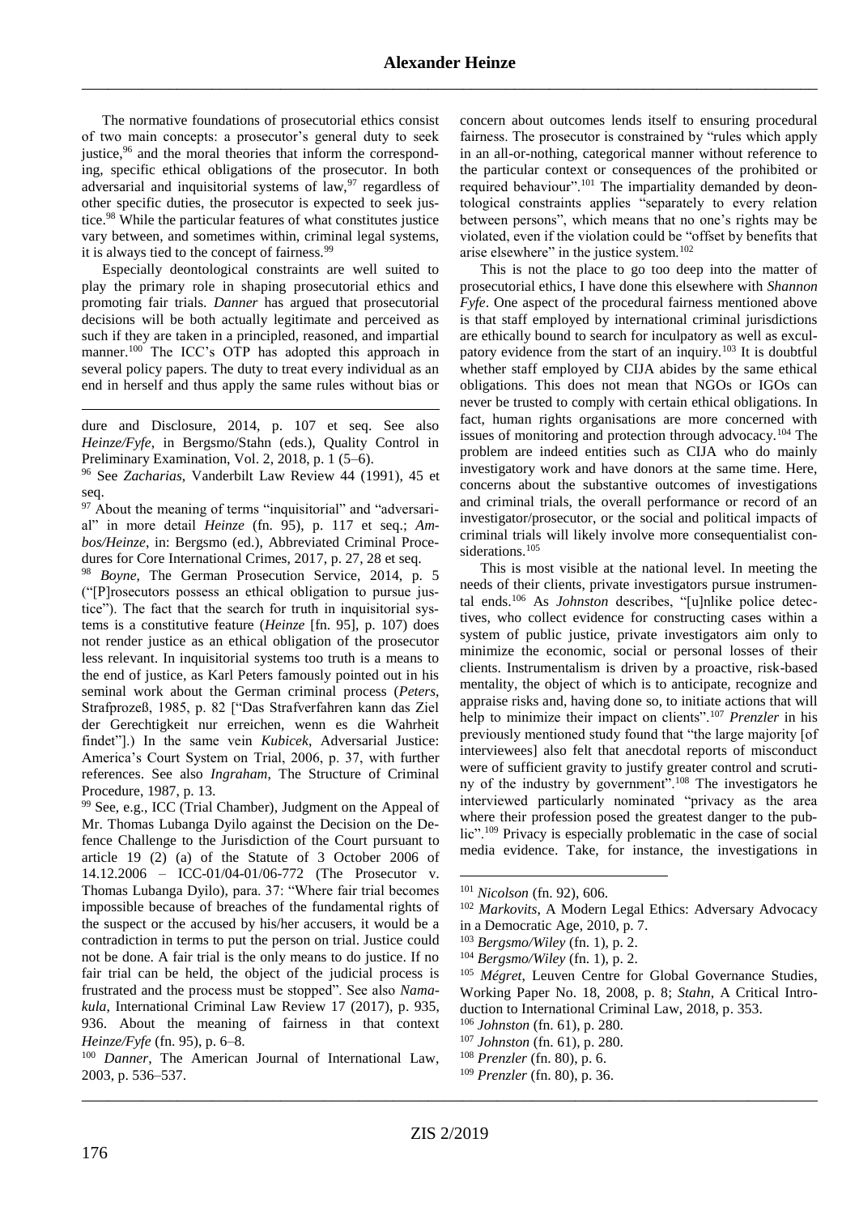The normative foundations of prosecutorial ethics consist of two main concepts: a prosecutor's general duty to seek justice,[96] and the moral theories that inform the corresponding, specific ethical obligations of the prosecutor. In both adversarial and inquisitorial systems of law,[97] regardless of other specific duties, the prosecutor is expected to seek justice.[98] While the particular features of what constitutes justice vary between, and sometimes within, criminal legal systems, it is always tied to the concept of fairness.[99]

Especially deontological constraints are well suited to play the primary role in shaping prosecutorial ethics and promoting fair trials. *Danner* has argued that prosecutorial decisions will be both actually legitimate and perceived as such if they are taken in a principled, reasoned, and impartial manner.[100] The ICC's OTP has adopted this approach in several policy papers. The duty to treat every individual as an end in herself and thus apply the same rules without bias or concern about outcomes lends itself to ensuring procedural fairness. The prosecutor is constrained by "rules which apply in an all-or-nothing, categorical manner without reference to the particular context or consequences of the prohibited or required behaviour".[101] The impartiality demanded by deontological constraints applies "separately to every relation between persons", which means that no one's rights may be violated, even if the violation could be "offset by benefits that arise elsewhere" in the justice system.[102]

This is not the place to go too deep into the matter of prosecutorial ethics, I have done this elsewhere with *Shannon Fyfe*. One aspect of the procedural fairness mentioned above is that staff employed by international criminal jurisdictions are ethically bound to search for inculpatory as well as exculpatory evidence from the start of an inquiry.[103] It is doubtful whether staff employed by CIJA abides by the same ethical obligations. This does not mean that NGOs or IGOs can never be trusted to comply with certain ethical obligations. In fact, human rights organisations are more concerned with issues of monitoring and protection through advocacy.[104] The problem are indeed entities such as CIJA who do mainly investigatory work and have donors at the same time. Here, concerns about the substantive outcomes of investigations and criminal trials, the overall performance or record of an investigator/prosecutor, or the social and political impacts of criminal trials will likely involve more consequentialist considerations.[105]

This is most visible at the national level. In meeting the needs of their clients, private investigators pursue instrumental ends.[106] As *Johnston* describes, "[u]nlike police detectives, who collect evidence for constructing cases within a system of public justice, private investigators aim only to minimize the economic, social or personal losses of their clients. Instrumentalism is driven by a proactive, risk-based mentality, the object of which is to anticipate, recognize and appraise risks and, having done so, to initiate actions that will help to minimize their impact on clients".[107] *Prenzler* in his previously mentioned study found that "the large majority [of interviewees] also felt that anecdotal reports of misconduct were of sufficient gravity to justify greater control and scrutiny of the industry by government".[108] The investigators he interviewed particularly nominated "privacy as the area where their profession posed the greatest danger to the public".[109] Privacy is especially problematic in the case of social media evidence. Take, for instance, the investigations in

---

dure and Disclosure, 2014, p. 107 et seq. See also *Heinze/Fyfe*, in Bergsmo/Stahn (eds.), Quality Control in Preliminary Examination, Vol. 2, 2018, p. 1 (5–6).

[96] See *Zacharias*, Vanderbilt Law Review 44 (1991), 45 et seq.

[97] About the meaning of terms "inquisitorial" and "adversarial" in more detail *Heinze* (fn. 95), p. 117 et seq.; *Ambos/Heinze*, in: Bergsmo (ed.), Abbreviated Criminal Procedures for Core International Crimes, 2017, p. 27, 28 et seq.

[98] *Boyne*, The German Prosecution Service, 2014, p. 5 ("[P]rosecutors possess an ethical obligation to pursue justice"). The fact that the search for truth in inquisitorial systems is a constitutive feature (*Heinze* [fn. 95], p. 107) does not render justice as an ethical obligation of the prosecutor less relevant. In inquisitorial systems too truth is a means to the end of justice, as Karl Peters famously pointed out in his seminal work about the German criminal process (*Peters*, Strafprozeß, 1985, p. 82 ["Das Strafverfahren kann das Ziel der Gerechtigkeit nur erreichen, wenn es die Wahrheit findet"].) In the same vein *Kubicek*, Adversarial Justice: America's Court System on Trial, 2006, p. 37, with further references. See also *Ingraham*, The Structure of Criminal Procedure, 1987, p. 13.

[99] See, e.g., ICC (Trial Chamber), Judgment on the Appeal of Mr. Thomas Lubanga Dyilo against the Decision on the Defence Challenge to the Jurisdiction of the Court pursuant to article 19 (2) (a) of the Statute of 3 October 2006 of 14.12.2006 – ICC-01/04-01/06-772 (The Prosecutor v. Thomas Lubanga Dyilo), para. 37: "Where fair trial becomes impossible because of breaches of the fundamental rights of the suspect or the accused by his/her accusers, it would be a contradiction in terms to put the person on trial. Justice could not be done. A fair trial is the only means to do justice. If no fair trial can be held, the object of the judicial process is frustrated and the process must be stopped". See also *Namakula*, International Criminal Law Review 17 (2017), p. 935, 936. About the meaning of fairness in that context *Heinze/Fyfe* (fn. 95), p. 6–8.

[100] *Danner*, The American Journal of International Law, 2003, p. 536–537.

[101] *Nicolson* (fn. 92), 606.

[102] *Markovits*, A Modern Legal Ethics: Adversary Advocacy in a Democratic Age, 2010, p. 7.

[103] *Bergsmo/Wiley* (fn. 1), p. 2.

[104] *Bergsmo/Wiley* (fn. 1), p. 2.

[105] *Mégret*, Leuven Centre for Global Governance Studies, Working Paper No. 18, 2008, p. 8; *Stahn*, A Critical Introduction to International Criminal Law, 2018, p. 353.

[106] *Johnston* (fn. 61), p. 280.

[107] *Johnston* (fn. 61), p. 280.

[108] *Prenzler* (fn. 80), p. 6.

[109] *Prenzler* (fn. 80), p. 36.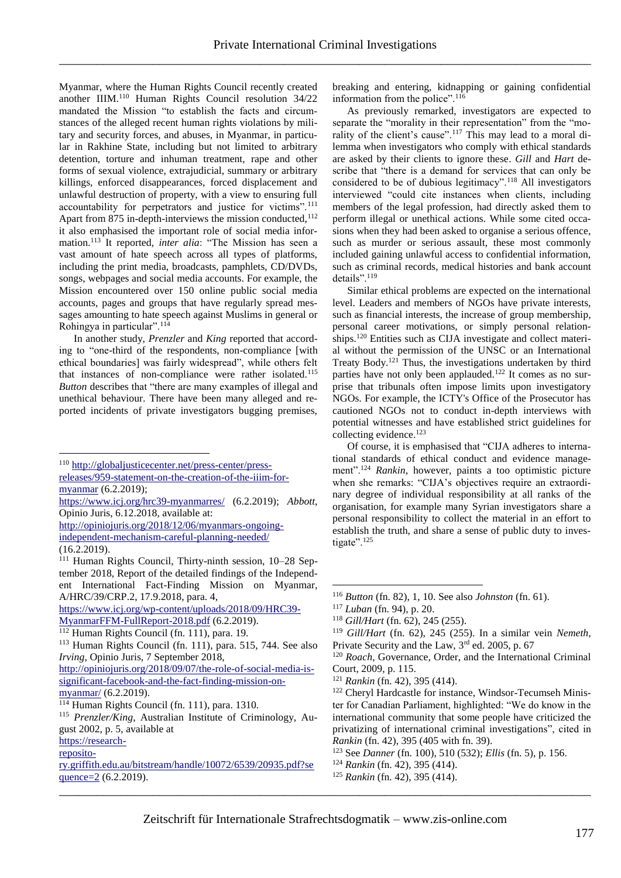Myanmar, where the Human Rights Council recently created another IIIM.[110] Human Rights Council resolution 34/22 mandated the Mission "to establish the facts and circumstances of the alleged recent human rights violations by military and security forces, and abuses, in Myanmar, in particular in Rakhine State, including but not limited to arbitrary detention, torture and inhuman treatment, rape and other forms of sexual violence, extrajudicial, summary or arbitrary killings, enforced disappearances, forced displacement and unlawful destruction of property, with a view to ensuring full accountability for perpetrators and justice for victims".[111] Apart from 875 in-depth-interviews the mission conducted,[112] it also emphasised the important role of social media information.[113] It reported, *inter alia*: "The Mission has seen a vast amount of hate speech across all types of platforms, including the print media, broadcasts, pamphlets, CD/DVDs, songs, webpages and social media accounts. For example, the Mission encountered over 150 online public social media accounts, pages and groups that have regularly spread messages amounting to hate speech against Muslims in general or Rohingya in particular".[114]

In another study, *Prenzler* and *King* reported that according to "one-third of the respondents, non-compliance [with ethical boundaries] was fairly widespread", while others felt that instances of non-compliance were rather isolated.[115] *Button* describes that "there are many examples of illegal and unethical behaviour. There have been many alleged and reported incidents of private investigators bugging premises, breaking and entering, kidnapping or gaining confidential information from the police".[116]

As previously remarked, investigators are expected to separate the "morality in their representation" from the "morality of the client's cause".[117] This may lead to a moral dilemma when investigators who comply with ethical standards are asked by their clients to ignore these. *Gill* and *Hart* describe that "there is a demand for services that can only be considered to be of dubious legitimacy".[118] All investigators interviewed "could cite instances when clients, including members of the legal profession, had directly asked them to perform illegal or unethical actions. While some cited occasions when they had been asked to organise a serious offence, such as murder or serious assault, these most commonly included gaining unlawful access to confidential information, such as criminal records, medical histories and bank account details".[119]

Similar ethical problems are expected on the international level. Leaders and members of NGOs have private interests, such as financial interests, the increase of group membership, personal career motivations, or simply personal relationships.[120] Entities such as CIJA investigate and collect material without the permission of the UNSC or an International Treaty Body.[121] Thus, the investigations undertaken by third parties have not only been applauded.[122] It comes as no surprise that tribunals often impose limits upon investigatory NGOs. For example, the ICTY's Office of the Prosecutor has cautioned NGOs not to conduct in-depth interviews with potential witnesses and have established strict guidelines for collecting evidence.[123]

Of course, it is emphasised that "CIJA adheres to international standards of ethical conduct and evidence management".[124] *Rankin*, however, paints a too optimistic picture when she remarks: "CIJA's objectives require an extraordinary degree of individual responsibility at all ranks of the organisation, for example many Syrian investigators share a personal responsibility to collect the material in an effort to establish the truth, and share a sense of public duty to investigate".[125]

---

[110] http://globaljusticecenter.net/press-center/press-releases/959-statement-on-the-creation-of-the-iiim-for-myanmar (6.2.2019); https://www.icj.org/hrc39-myanmarres/ (6.2.2019); *Abbott*, Opinio Juris, 6.12.2018, available at: http://opiniojuris.org/2018/12/06/myanmars-ongoing-independent-mechanism-careful-planning-needed/ (16.2.2019).

[111] Human Rights Council, Thirty-ninth session, 10–28 September 2018, Report of the detailed findings of the Independent International Fact-Finding Mission on Myanmar, A/HRC/39/CRP.2, 17.9.2018, para. 4, https://www.icj.org/wp-content/uploads/2018/09/HRC39-MyanmarFFM-FullReport-2018.pdf (6.2.2019).

[112] Human Rights Council (fn. 111), para. 19.

[113] Human Rights Council (fn. 111), para. 515, 744. See also *Irving*, Opinio Juris, 7 September 2018, http://opiniojuris.org/2018/09/07/the-role-of-social-media-is-significant-facebook-and-the-fact-finding-mission-on-myanmar/ (6.2.2019).

[114] Human Rights Council (fn. 111), para. 1310.

[115] *Prenzler/King*, Australian Institute of Criminology, August 2002, p. 5, available at https://research-repository.griffith.edu.au/bitstream/handle/10072/6539/20935.pdf?sequence=2 (6.2.2019).

[116] *Button* (fn. 82), 1, 10. See also *Johnston* (fn. 61).

[117] *Luban* (fn. 94), p. 20.

[118] *Gill/Hart* (fn. 62), 245 (255).

[119] *Gill/Hart* (fn. 62), 245 (255). In a similar vein *Nemeth*, Private Security and the Law, 3rd ed. 2005, p. 67

[120] *Roach*, Governance, Order, and the International Criminal Court, 2009, p. 115.

[121] *Rankin* (fn. 42), 395 (414).

[122] Cheryl Hardcastle for instance, Windsor-Tecumseh Minister for Canadian Parliament, highlighted: "We do know in the international community that some people have criticized the privatizing of international criminal investigations", cited in *Rankin* (fn. 42), 395 (405 with fn. 39).

[123] See *Danner* (fn. 100), 510 (532); *Ellis* (fn. 5), p. 156.

[124] *Rankin* (fn. 42), 395 (414).

[125] *Rankin* (fn. 42), 395 (414).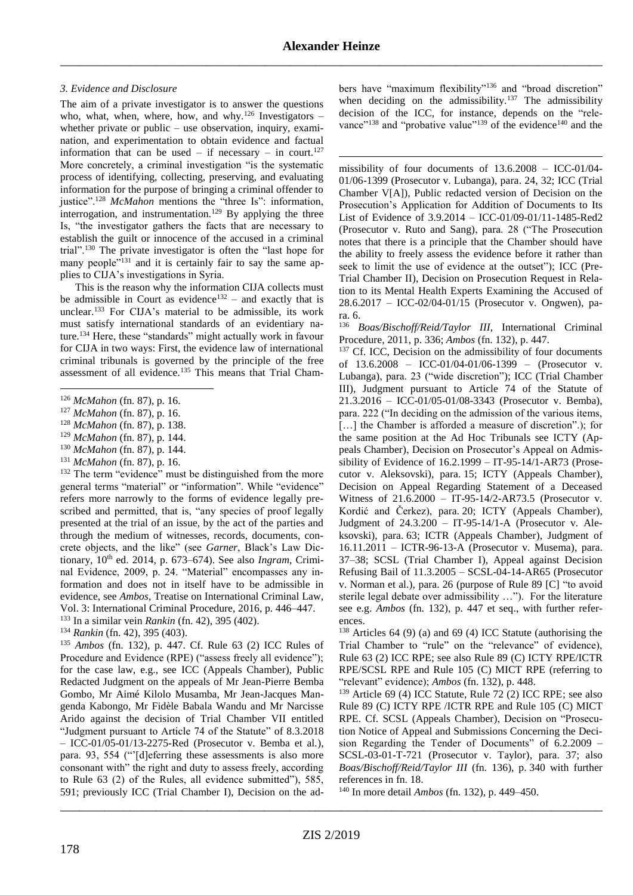### *3. Evidence and Disclosure*

The aim of a private investigator is to answer the questions who, what, when, where, how, and why.[126] Investigators – whether private or public – use observation, inquiry, examination, and experimentation to obtain evidence and factual information that can be used – if necessary – in court.[127] More concretely, a criminal investigation "is the systematic process of identifying, collecting, preserving, and evaluating information for the purpose of bringing a criminal offender to justice".[128] *McMahon* mentions the "three Is": information, interrogation, and instrumentation.[129] By applying the three Is, "the investigator gathers the facts that are necessary to establish the guilt or innocence of the accused in a criminal trial".[130] The private investigator is often the "last hope for many people"[131] and it is certainly fair to say the same applies to CIJA's investigations in Syria.

This is the reason why the information CIJA collects must be admissible in Court as evidence[132] – and exactly that is unclear.[133] For CIJA's material to be admissible, its work must satisfy international standards of an evidentiary nature.[134] Here, these "standards" might actually work in favour for CIJA in two ways: First, the evidence law of international criminal tribunals is governed by the principle of the free assessment of all evidence.[135] This means that Trial Chambers have "maximum flexibility"[136] and "broad discretion" when deciding on the admissibility.[137] The admissibility decision of the ICC, for instance, depends on the "relevance"[138] and "probative value"[139] of the evidence[140] and the

---

[126] *McMahon* (fn. 87), p. 16.

[127] *McMahon* (fn. 87), p. 16.

[128] *McMahon* (fn. 87), p. 138.

[129] *McMahon* (fn. 87), p. 144.

[130] *McMahon* (fn. 87), p. 144.

[131] *McMahon* (fn. 87), p. 16.

[132] The term "evidence" must be distinguished from the more general terms "material" or "information". While "evidence" refers more narrowly to the forms of evidence legally prescribed and permitted, that is, "any species of proof legally presented at the trial of an issue, by the act of the parties and through the medium of witnesses, records, documents, concrete objects, and the like" (see *Garner*, Black's Law Dictionary, 10th ed. 2014, p. 673–674). See also *Ingram*, Criminal Evidence, 2009, p. 24. "Material" encompasses any information and does not in itself have to be admissible in evidence, see *Ambos*, Treatise on International Criminal Law, Vol. 3: International Criminal Procedure, 2016, p. 446–447.

[133] In a similar vein *Rankin* (fn. 42), 395 (402).

[134] *Rankin* (fn. 42), 395 (403).

[135] *Ambos* (fn. 132), p. 447. Cf. Rule 63 (2) ICC Rules of Procedure and Evidence (RPE) ("assess freely all evidence"); for the case law, e.g., see ICC (Appeals Chamber), Public Redacted Judgment on the appeals of Mr Jean-Pierre Bemba Gombo, Mr Aimé Kilolo Musamba, Mr Jean-Jacques Mangenda Kabongo, Mr Fidèle Babala Wandu and Mr Narcisse Arido against the decision of Trial Chamber VII entitled "Judgment pursuant to Article 74 of the Statute" of 8.3.2018 – ICC-01/05-01/13-2275-Red (Prosecutor v. Bemba et al.), para. 93, 554 ("'[d]eferring these assessments is also more consonant with" the right and duty to assess freely, according to Rule 63 (2) of the Rules, all evidence submitted"), 585, 591; previously ICC (Trial Chamber I), Decision on the admissibility of four documents of 13.6.2008 – ICC-01/04-01/06-1399 (Prosecutor v. Lubanga), para. 24, 32; ICC (Trial Chamber V[A]), Public redacted version of Decision on the Prosecution's Application for Addition of Documents to Its List of Evidence of 3.9.2014 – ICC-01/09-01/11-1485-Red2 (Prosecutor v. Ruto and Sang), para. 28 ("The Prosecution notes that there is a principle that the Chamber should have the ability to freely assess the evidence before it rather than seek to limit the use of evidence at the outset"); ICC (Pre-Trial Chamber II), Decision on Prosecution Request in Relation to its Mental Health Experts Examining the Accused of 28.6.2017 – ICC-02/04-01/15 (Prosecutor v. Ongwen), para. 6.

[136] *Boas/Bischoff/Reid/Taylor III*, International Criminal Procedure, 2011, p. 336; *Ambos* (fn. 132), p. 447.

[137] Cf. ICC, Decision on the admissibility of four documents of 13.6.2008 – ICC-01/04-01/06-1399 – (Prosecutor v. Lubanga), para. 23 ("wide discretion"); ICC (Trial Chamber III), Judgment pursuant to Article 74 of the Statute of 21.3.2016 – ICC-01/05-01/08-3343 (Prosecutor v. Bemba), para. 222 ("In deciding on the admission of the various items, […] the Chamber is afforded a measure of discretion".); for the same position at the Ad Hoc Tribunals see ICTY (Appeals Chamber), Decision on Prosecutor's Appeal on Admissibility of Evidence of 16.2.1999 – IT-95-14/1-AR73 (Prosecutor v. Aleksovski), para. 15; ICTY (Appeals Chamber), Decision on Appeal Regarding Statement of a Deceased Witness of 21.6.2000 – IT-95-14/2-AR73.5 (Prosecutor v. Kordić and Čerkez), para. 20; ICTY (Appeals Chamber), Judgment of 24.3.200 – IT-95-14/1-A (Prosecutor v. Aleksovski), para. 63; ICTR (Appeals Chamber), Judgment of 16.11.2011 – ICTR-96-13-A (Prosecutor v. Musema), para. 37–38; SCSL (Trial Chamber I), Appeal against Decision Refusing Bail of 11.3.2005 – SCSL-04-14-AR65 (Prosecutor v. Norman et al.), para. 26 (purpose of Rule 89 [C] "to avoid sterile legal debate over admissibility …"). For the literature see e.g. *Ambos* (fn. 132), p. 447 et seq., with further references.

[138] Articles 64 (9) (a) and 69 (4) ICC Statute (authorising the Trial Chamber to "rule" on the "relevance" of evidence), Rule 63 (2) ICC RPE; see also Rule 89 (C) ICTY RPE/ICTR RPE/SCSL RPE and Rule 105 (C) MICT RPE (referring to "relevant" evidence); *Ambos* (fn. 132), p. 448.

[139] Article 69 (4) ICC Statute, Rule 72 (2) ICC RPE; see also Rule 89 (C) ICTY RPE /ICTR RPE and Rule 105 (C) MICT RPE. Cf. SCSL (Appeals Chamber), Decision on "Prosecution Notice of Appeal and Submissions Concerning the Decision Regarding the Tender of Documents" of 6.2.2009 – SCSL-03-01-T-721 (Prosecutor v. Taylor), para. 37; also *Boas/Bischoff/Reid/Taylor III* (fn. 136), p. 340 with further references in fn. 18.

[140] In more detail *Ambos* (fn. 132), p. 449–450.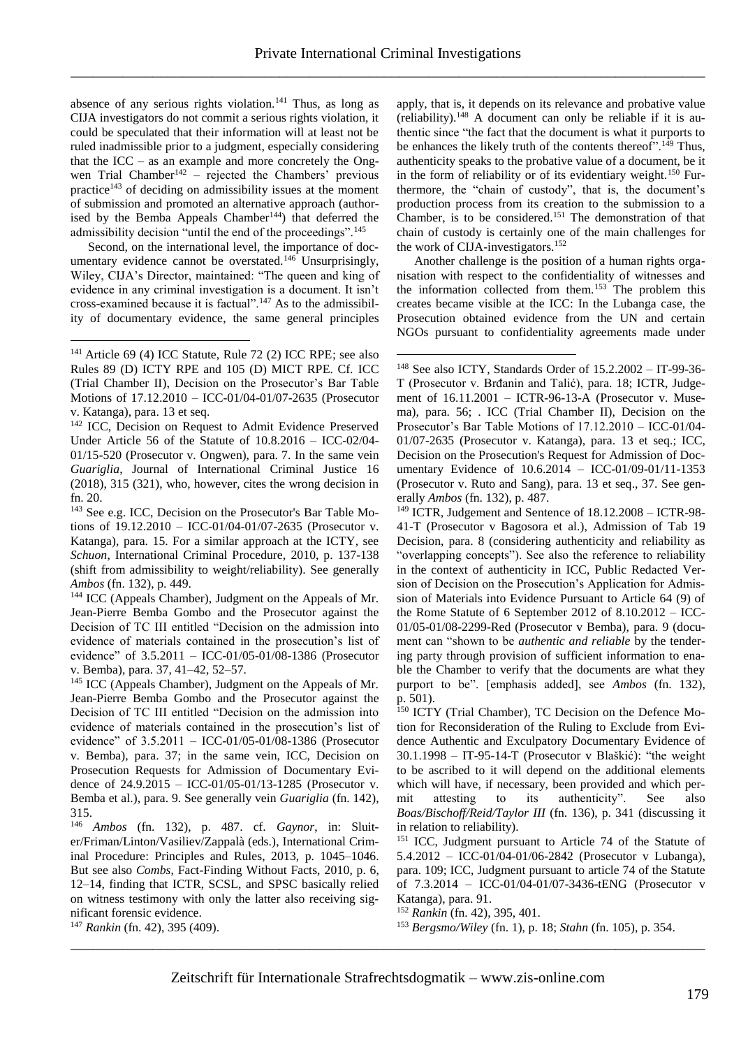absence of any serious rights violation.[141] Thus, as long as CIJA investigators do not commit a serious rights violation, it could be speculated that their information will at least not be ruled inadmissible prior to a judgment, especially considering that the ICC – as an example and more concretely the Ongwen Trial Chamber[142] – rejected the Chambers' previous practice[143] of deciding on admissibility issues at the moment of submission and promoted an alternative approach (authorised by the Bemba Appeals Chamber[144]) that deferred the admissibility decision "until the end of the proceedings".[145]

Second, on the international level, the importance of documentary evidence cannot be overstated.[146] Unsurprisingly, Wiley, CIJA's Director, maintained: "The queen and king of evidence in any criminal investigation is a document. It isn't cross-examined because it is factual".[147] As to the admissibility of documentary evidence, the same general principles apply, that is, it depends on its relevance and probative value (reliability).[148] A document can only be reliable if it is authentic since "the fact that the document is what it purports to be enhances the likely truth of the contents thereof".[149] Thus, authenticity speaks to the probative value of a document, be it in the form of reliability or of its evidentiary weight.[150] Furthermore, the "chain of custody", that is, the document's production process from its creation to the submission to a Chamber, is to be considered.[151] The demonstration of that chain of custody is certainly one of the main challenges for the work of CIJA-investigators.[152]

Another challenge is the position of a human rights organisation with respect to the confidentiality of witnesses and the information collected from them.[153] The problem this creates became visible at the ICC: In the Lubanga case, the Prosecution obtained evidence from the UN and certain NGOs pursuant to confidentiality agreements made under

---

[141] Article 69 (4) ICC Statute, Rule 72 (2) ICC RPE; see also Rules 89 (D) ICTY RPE and 105 (D) MICT RPE. Cf. ICC (Trial Chamber II), Decision on the Prosecutor's Bar Table Motions of 17.12.2010 – ICC-01/04-01/07-2635 (Prosecutor v. Katanga), para. 13 et seq.

[142] ICC, Decision on Request to Admit Evidence Preserved Under Article 56 of the Statute of 10.8.2016 – ICC-02/04-01/15-520 (Prosecutor v. Ongwen), para. 7. In the same vein *Guariglia*, Journal of International Criminal Justice 16 (2018), 315 (321), who, however, cites the wrong decision in fn. 20.

[143] See e.g. ICC, Decision on the Prosecutor's Bar Table Motions of 19.12.2010 – ICC-01/04-01/07-2635 (Prosecutor v. Katanga), para. 15. For a similar approach at the ICTY, see *Schuon*, International Criminal Procedure, 2010, p. 137-138 (shift from admissibility to weight/reliability). See generally *Ambos* (fn. 132), p. 449.

[144] ICC (Appeals Chamber), Judgment on the Appeals of Mr. Jean-Pierre Bemba Gombo and the Prosecutor against the Decision of TC III entitled "Decision on the admission into evidence of materials contained in the prosecution's list of evidence" of 3.5.2011 – ICC-01/05-01/08-1386 (Prosecutor v. Bemba), para. 37, 41–42, 52–57.

[145] ICC (Appeals Chamber), Judgment on the Appeals of Mr. Jean-Pierre Bemba Gombo and the Prosecutor against the Decision of TC III entitled "Decision on the admission into evidence of materials contained in the prosecution's list of evidence" of 3.5.2011 – ICC-01/05-01/08-1386 (Prosecutor v. Bemba), para. 37; in the same vein, ICC, Decision on Prosecution Requests for Admission of Documentary Evidence of 24.9.2015 – ICC-01/05-01/13-1285 (Prosecutor v. Bemba et al.), para. 9. See generally vein *Guariglia* (fn. 142), 315.

[146] *Ambos* (fn. 132), p. 487. cf. *Gaynor*, in: Sluiter/Friman/Linton/Vasiliev/Zappalà (eds.), International Criminal Procedure: Principles and Rules, 2013, p. 1045–1046. But see also *Combs*, Fact-Finding Without Facts, 2010, p. 6, 12–14, finding that ICTR, SCSL, and SPSC basically relied on witness testimony with only the latter also receiving significant forensic evidence.

[147] *Rankin* (fn. 42), 395 (409).

[148] See also ICTY, Standards Order of 15.2.2002 – IT-99-36-T (Prosecutor v. Brđanin and Talić), para. 18; ICTR, Judgement of 16.11.2001 – ICTR-96-13-A (Prosecutor v. Musema), para. 56; . ICC (Trial Chamber II), Decision on the Prosecutor's Bar Table Motions of 17.12.2010 – ICC-01/04-01/07-2635 (Prosecutor v. Katanga), para. 13 et seq.; ICC, Decision on the Prosecution's Request for Admission of Documentary Evidence of 10.6.2014 – ICC-01/09-01/11-1353 (Prosecutor v. Ruto and Sang), para. 13 et seq., 37. See generally *Ambos* (fn. 132), p. 487.

[149] ICTR, Judgement and Sentence of 18.12.2008 – ICTR-98-41-T (Prosecutor v Bagosora et al.), Admission of Tab 19 Decision, para. 8 (considering authenticity and reliability as "overlapping concepts"). See also the reference to reliability in the context of authenticity in ICC, Public Redacted Version of Decision on the Prosecution's Application for Admission of Materials into Evidence Pursuant to Article 64 (9) of the Rome Statute of 6 September 2012 of 8.10.2012 – ICC-01/05-01/08-2299-Red (Prosecutor v Bemba), para. 9 (document can "shown to be *authentic and reliable* by the tendering party through provision of sufficient information to enable the Chamber to verify that the documents are what they purport to be". [emphasis added], see *Ambos* (fn. 132), p. 501).

[150] ICTY (Trial Chamber), TC Decision on the Defence Motion for Reconsideration of the Ruling to Exclude from Evidence Authentic and Exculpatory Documentary Evidence of 30.1.1998 – IT-95-14-T (Prosecutor v Blaškić): "the weight to be ascribed to it will depend on the additional elements which will have, if necessary, been provided and which permit attesting to its authenticity". See also *Boas/Bischoff/Reid/Taylor III* (fn. 136), p. 341 (discussing it in relation to reliability).

[151] ICC, Judgment pursuant to Article 74 of the Statute of 5.4.2012 – ICC-01/04-01/06-2842 (Prosecutor v Lubanga), para. 109; ICC, Judgment pursuant to article 74 of the Statute of 7.3.2014 – ICC-01/04-01/07-3436-tENG (Prosecutor v Katanga), para. 91.

[152] *Rankin* (fn. 42), 395, 401.

[153] *Bergsmo/Wiley* (fn. 1), p. 18; *Stahn* (fn. 105), p. 354.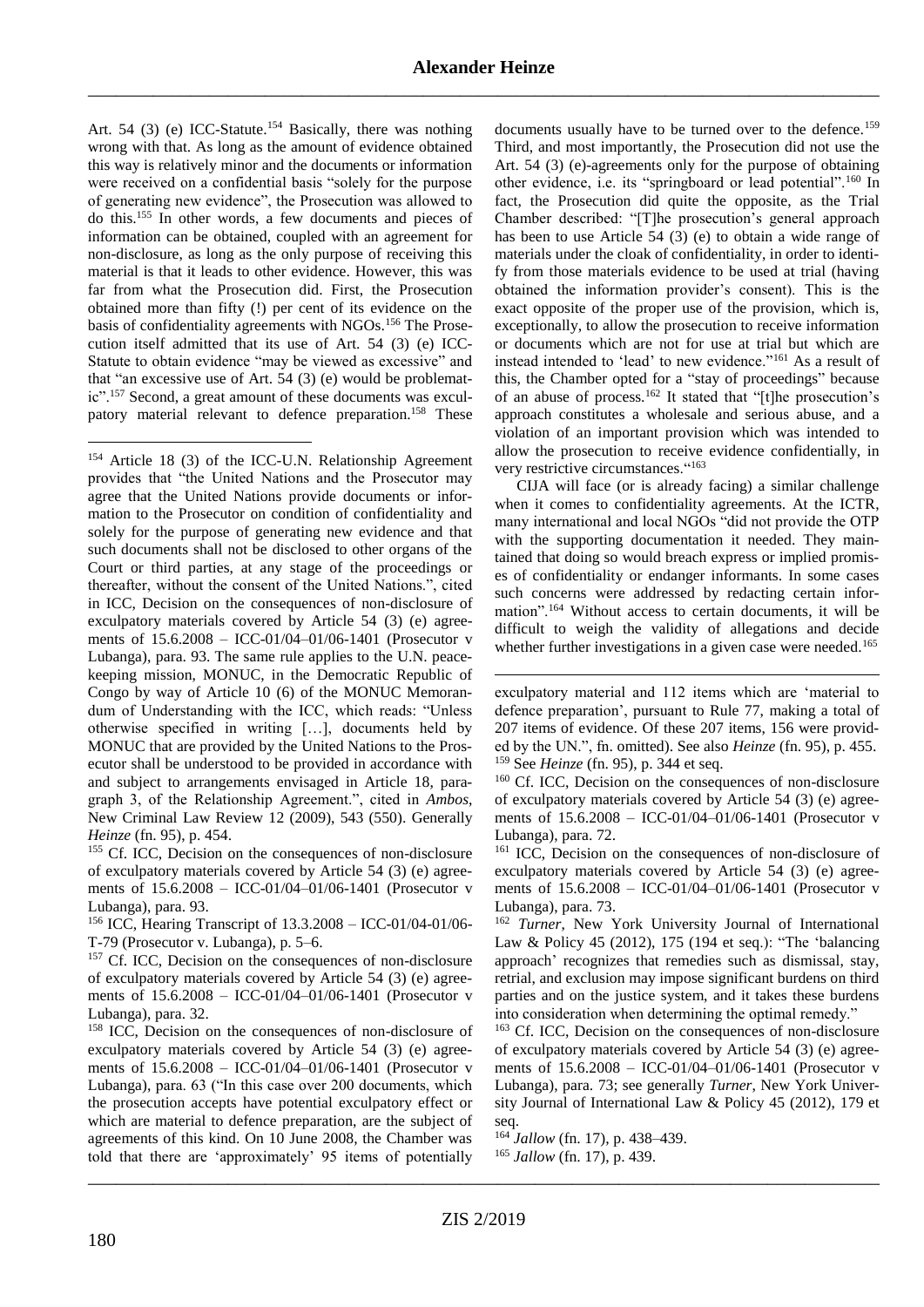Art. 54 (3) (e) ICC-Statute.[154] Basically, there was nothing wrong with that. As long as the amount of evidence obtained this way is relatively minor and the documents or information were received on a confidential basis "solely for the purpose of generating new evidence", the Prosecution was allowed to do this.[155] In other words, a few documents and pieces of information can be obtained, coupled with an agreement for non-disclosure, as long as the only purpose of receiving this material is that it leads to other evidence. However, this was far from what the Prosecution did. First, the Prosecution obtained more than fifty (!) per cent of its evidence on the basis of confidentiality agreements with NGOs.[156] The Prosecution itself admitted that its use of Art. 54 (3) (e) ICC-Statute to obtain evidence "may be viewed as excessive" and that "an excessive use of Art. 54 (3) (e) would be problematic".[157] Second, a great amount of these documents was exculpatory material relevant to defence preparation.[158] These documents usually have to be turned over to the defence.[159] Third, and most importantly, the Prosecution did not use the Art. 54 (3) (e)-agreements only for the purpose of obtaining other evidence, i.e. its "springboard or lead potential".[160] In fact, the Prosecution did quite the opposite, as the Trial Chamber described: "[T]he prosecution's general approach has been to use Article 54 (3) (e) to obtain a wide range of materials under the cloak of confidentiality, in order to identify from those materials evidence to be used at trial (having obtained the information provider's consent). This is the exact opposite of the proper use of the provision, which is, exceptionally, to allow the prosecution to receive information or documents which are not for use at trial but which are instead intended to 'lead' to new evidence."[161] As a result of this, the Chamber opted for a "stay of proceedings" because of an abuse of process.[162] It stated that "[t]he prosecution's approach constitutes a wholesale and serious abuse, and a violation of an important provision which was intended to allow the prosecution to receive evidence confidentially, in very restrictive circumstances."[163]

CIJA will face (or is already facing) a similar challenge when it comes to confidentiality agreements. At the ICTR, many international and local NGOs "did not provide the OTP with the supporting documentation it needed. They maintained that doing so would breach express or implied promises of confidentiality or endanger informants. In some cases such concerns were addressed by redacting certain information".[164] Without access to certain documents, it will be difficult to weigh the validity of allegations and decide whether further investigations in a given case were needed.[165]

---

[154] Article 18 (3) of the ICC-U.N. Relationship Agreement provides that "the United Nations and the Prosecutor may agree that the United Nations provide documents or information to the Prosecutor on condition of confidentiality and solely for the purpose of generating new evidence and that such documents shall not be disclosed to other organs of the Court or third parties, at any stage of the proceedings or thereafter, without the consent of the United Nations.", cited in ICC, Decision on the consequences of non-disclosure of exculpatory materials covered by Article 54 (3) (e) agreements of 15.6.2008 – ICC-01/04–01/06-1401 (Prosecutor v Lubanga), para. 93. The same rule applies to the U.N. peacekeeping mission, MONUC, in the Democratic Republic of Congo by way of Article 10 (6) of the MONUC Memorandum of Understanding with the ICC, which reads: "Unless otherwise specified in writing […], documents held by MONUC that are provided by the United Nations to the Prosecutor shall be understood to be provided in accordance with and subject to arrangements envisaged in Article 18, paragraph 3, of the Relationship Agreement.", cited in *Ambos*, New Criminal Law Review 12 (2009), 543 (550). Generally *Heinze* (fn. 95), p. 454.

[155] Cf. ICC, Decision on the consequences of non-disclosure of exculpatory materials covered by Article 54 (3) (e) agreements of 15.6.2008 – ICC-01/04–01/06-1401 (Prosecutor v Lubanga), para. 93.

[156] ICC, Hearing Transcript of 13.3.2008 – ICC-01/04-01/06-T-79 (Prosecutor v. Lubanga), p. 5–6.

[157] Cf. ICC, Decision on the consequences of non-disclosure of exculpatory materials covered by Article 54 (3) (e) agreements of 15.6.2008 – ICC-01/04–01/06-1401 (Prosecutor v Lubanga), para. 32.

[158] ICC, Decision on the consequences of non-disclosure of exculpatory materials covered by Article 54 (3) (e) agreements of 15.6.2008 – ICC-01/04–01/06-1401 (Prosecutor v Lubanga), para. 63 ("In this case over 200 documents, which the prosecution accepts have potential exculpatory effect or which are material to defence preparation, are the subject of agreements of this kind. On 10 June 2008, the Chamber was told that there are 'approximately' 95 items of potentially exculpatory material and 112 items which are 'material to defence preparation', pursuant to Rule 77, making a total of 207 items of evidence. Of these 207 items, 156 were provided by the UN.", fn. omitted). See also *Heinze* (fn. 95), p. 455.

[159] See *Heinze* (fn. 95), p. 344 et seq.

[160] Cf. ICC, Decision on the consequences of non-disclosure of exculpatory materials covered by Article 54 (3) (e) agreements of 15.6.2008 – ICC-01/04–01/06-1401 (Prosecutor v Lubanga), para. 72.

[161] ICC, Decision on the consequences of non-disclosure of exculpatory materials covered by Article 54 (3) (e) agreements of 15.6.2008 – ICC-01/04–01/06-1401 (Prosecutor v Lubanga), para. 73.

[162] *Turner*, New York University Journal of International Law & Policy 45 (2012), 175 (194 et seq.): "The 'balancing approach' recognizes that remedies such as dismissal, stay, retrial, and exclusion may impose significant burdens on third parties and on the justice system, and it takes these burdens into consideration when determining the optimal remedy."

[163] Cf. ICC, Decision on the consequences of non-disclosure of exculpatory materials covered by Article 54 (3) (e) agreements of 15.6.2008 – ICC-01/04–01/06-1401 (Prosecutor v Lubanga), para. 73; see generally *Turner*, New York University Journal of International Law & Policy 45 (2012), 179 et seq.

[164] *Jallow* (fn. 17), p. 438–439.

[165] *Jallow* (fn. 17), p. 439.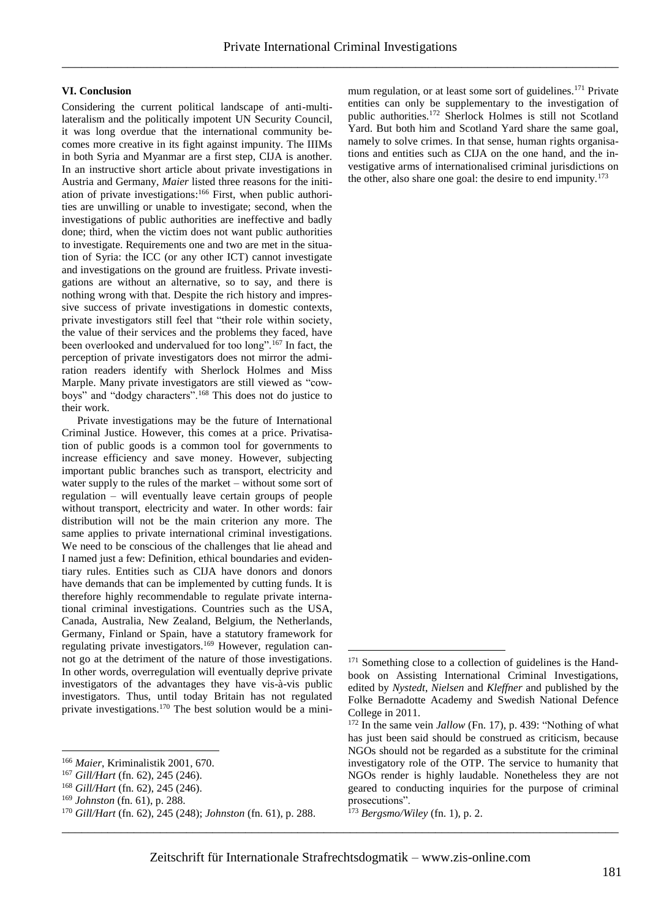### VI. Conclusion

Considering the current political landscape of anti-multilateralism and the politically impotent UN Security Council, it was long overdue that the international community becomes more creative in its fight against impunity. The IIIMs in both Syria and Myanmar are a first step, CIJA is another. In an instructive short article about private investigations in Austria and Germany, *Maier* listed three reasons for the initiation of private investigations:[166] First, when public authorities are unwilling or unable to investigate; second, when the investigations of public authorities are ineffective and badly done; third, when the victim does not want public authorities to investigate. Requirements one and two are met in the situation of Syria: the ICC (or any other ICT) cannot investigate and investigations on the ground are fruitless. Private investigations are without an alternative, so to say, and there is nothing wrong with that. Despite the rich history and impressive success of private investigations in domestic contexts, private investigators still feel that "their role within society, the value of their services and the problems they faced, have been overlooked and undervalued for too long".[167] In fact, the perception of private investigators does not mirror the admiration readers identify with Sherlock Holmes and Miss Marple. Many private investigators are still viewed as "cowboys" and "dodgy characters".[168] This does not do justice to their work.

Private investigations may be the future of International Criminal Justice. However, this comes at a price. Privatisation of public goods is a common tool for governments to increase efficiency and save money. However, subjecting important public branches such as transport, electricity and water supply to the rules of the market – without some sort of regulation – will eventually leave certain groups of people without transport, electricity and water. In other words: fair distribution will not be the main criterion any more. The same applies to private international criminal investigations. We need to be conscious of the challenges that lie ahead and I named just a few: Definition, ethical boundaries and evidentiary rules. Entities such as CIJA have donors and donors have demands that can be implemented by cutting funds. It is therefore highly recommendable to regulate private international criminal investigations. Countries such as the USA, Canada, Australia, New Zealand, Belgium, the Netherlands, Germany, Finland or Spain, have a statutory framework for regulating private investigators.[169] However, regulation cannot go at the detriment of the nature of those investigations. In other words, overregulation will eventually deprive private investigators of the advantages they have vis-à-vis public investigators. Thus, until today Britain has not regulated private investigations.[170] The best solution would be a minimum regulation, or at least some sort of guidelines.[171] Private entities can only be supplementary to the investigation of public authorities.[172] Sherlock Holmes is still not Scotland Yard. But both him and Scotland Yard share the same goal, namely to solve crimes. In that sense, human rights organisations and entities such as CIJA on the one hand, and the investigative arms of internationalised criminal jurisdictions on the other, also share one goal: the desire to end impunity.[173]

---

[166] *Maier*, Kriminalistik 2001, 670.

[167] *Gill/Hart* (fn. 62), 245 (246).

[168] *Gill/Hart* (fn. 62), 245 (246).

[169] *Johnston* (fn. 61), p. 288.

[170] *Gill/Hart* (fn. 62), 245 (248); *Johnston* (fn. 61), p. 288.

[171] Something close to a collection of guidelines is the Handbook on Assisting International Criminal Investigations, edited by *Nystedt*, *Nielsen* and *Kleffner* and published by the Folke Bernadotte Academy and Swedish National Defence College in 2011.

[172] In the same vein *Jallow* (Fn. 17), p. 439: "Nothing of what has just been said should be construed as criticism, because NGOs should not be regarded as a substitute for the criminal investigatory role of the OTP. The service to humanity that NGOs render is highly laudable. Nonetheless they are not geared to conducting inquiries for the purpose of criminal prosecutions".

[173] *Bergsmo/Wiley* (fn. 1), p. 2.